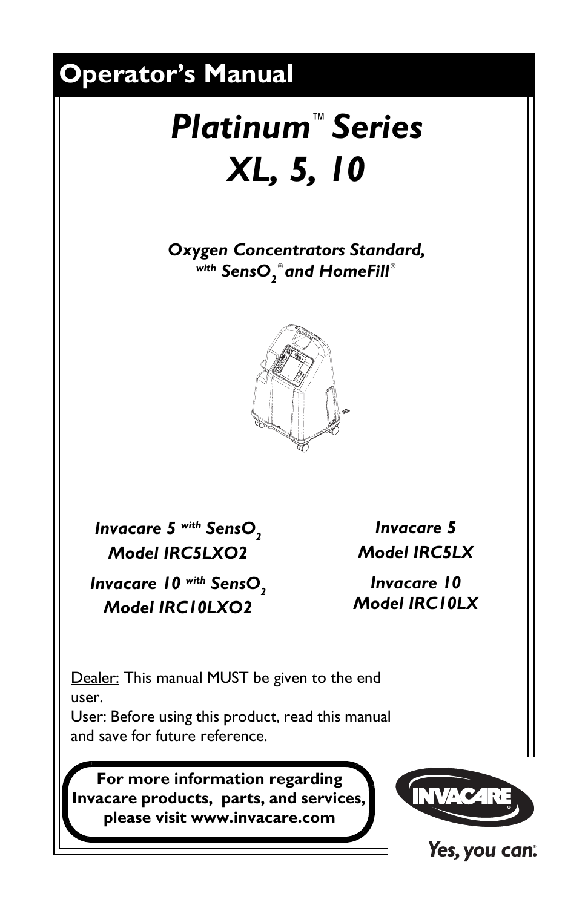# Operator's Manual

# *Platinum™ Series XL, 5, 10*

***Oxygen Concentrators Standard, with SensO$_2$® and HomeFill®***

*Invacare 5 with SensO$_2$*
*Model IRC5LXO2*

*Invacare 10 with SensO$_2$*
*Model IRC10LXO2*

*Invacare 5*
*Model IRC5LX*

*Invacare 10*
*Model IRC10LX*

Dealer: This manual MUST be given to the end user.
User: Before using this product, read this manual and save for future reference.

**For more information regarding Invacare products, parts, and services, please visit www.invacare.com**

INVACARE®

*Yes, you can.*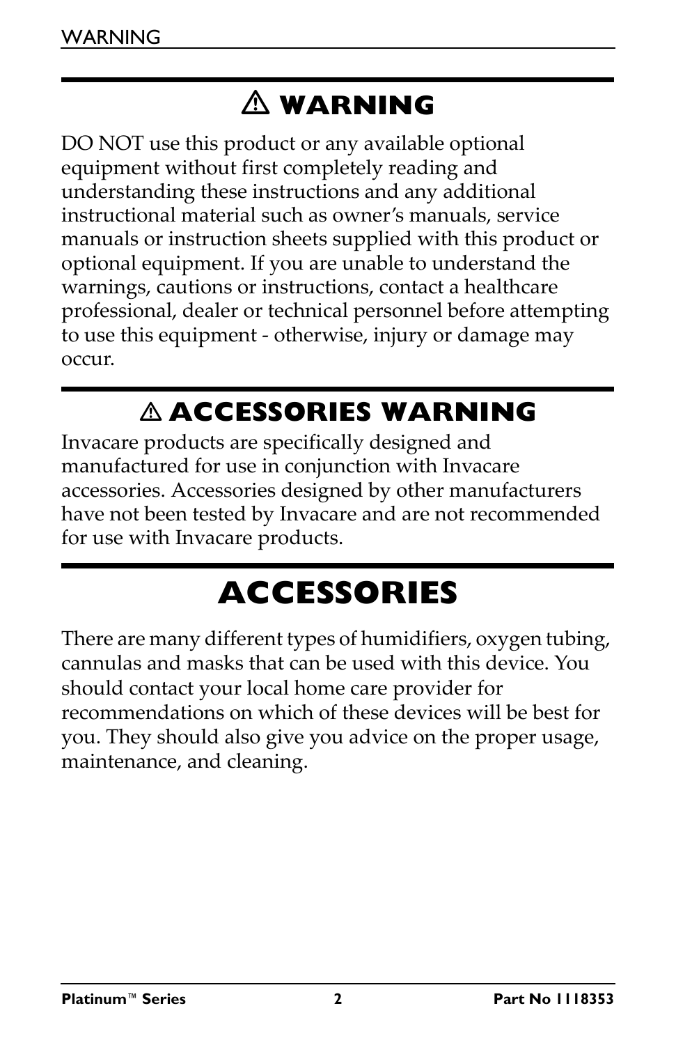## ⚠ WARNING

DO NOT use this product or any available optional equipment without first completely reading and understanding these instructions and any additional instructional material such as owner's manuals, service manuals or instruction sheets supplied with this product or optional equipment. If you are unable to understand the warnings, cautions or instructions, contact a healthcare professional, dealer or technical personnel before attempting to use this equipment - otherwise, injury or damage may occur.

## ⚠ ACCESSORIES WARNING

Invacare products are specifically designed and manufactured for use in conjunction with Invacare accessories. Accessories designed by other manufacturers have not been tested by Invacare and are not recommended for use with Invacare products.

# ACCESSORIES

There are many different types of humidifiers, oxygen tubing, cannulas and masks that can be used with this device. You should contact your local home care provider for recommendations on which of these devices will be best for you. They should also give you advice on the proper usage, maintenance, and cleaning.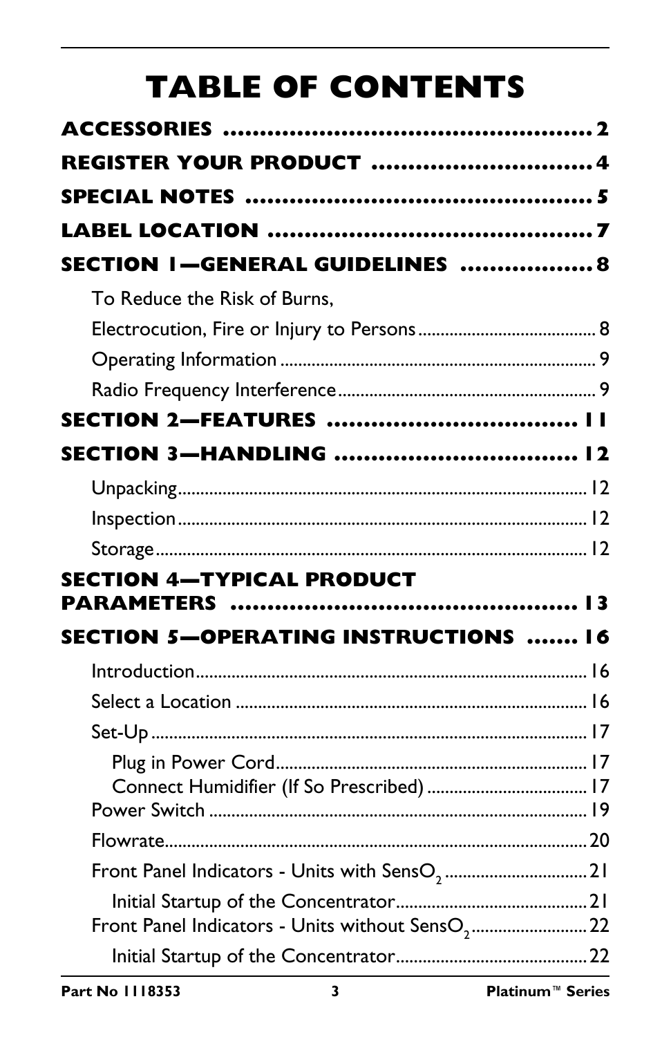# TABLE OF CONTENTS

**ACCESSORIES ................................................... 2**

**REGISTER YOUR PRODUCT .............................. 4**

**SPECIAL NOTES ................................................ 5**

**LABEL LOCATION ............................................ 7**

**SECTION 1—GENERAL GUIDELINES .................. 8**

- To Reduce the Risk of Burns, Electrocution, Fire or Injury to Persons ...................................... 8
- Operating Information ...................................................................... 9
- Radio Frequency Interference ......................................................... 9

**SECTION 2—FEATURES ................................... 11**

**SECTION 3—HANDLING ................................. 12**

- Unpacking ........................................................................... 12
- Inspection ........................................................................... 12
- Storage ................................................................................ 12

**SECTION 4—TYPICAL PRODUCT PARAMETERS ................................................ 13**

**SECTION 5—OPERATING INSTRUCTIONS ....... 16**

- Introduction ........................................................................ 16
- Select a Location ............................................................... 16
- Set-Up ................................................................................. 17
  - Plug in Power Cord ..................................................... 17
  - Connect Humidifier (If So Prescribed) .................................... 17
- Power Switch ...................................................................... 19
- Flowrate ............................................................................... 20
- Front Panel Indicators - Units with $SensO_2$ ................................ 21
  - Initial Startup of the Concentrator ........................................... 21
- Front Panel Indicators - Units without $SensO_2$ .......................... 22
  - Initial Startup of the Concentrator ........................................... 22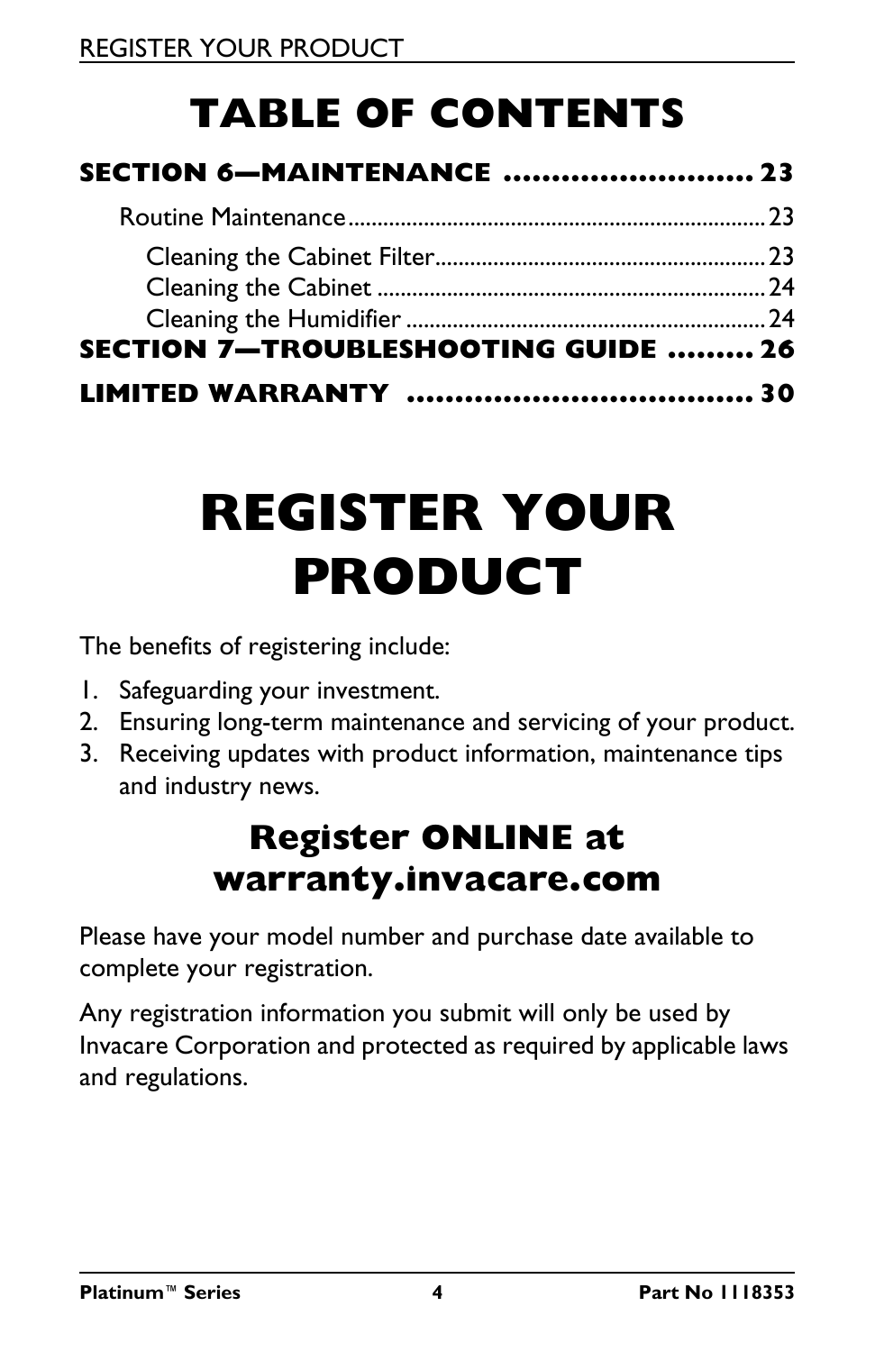## TABLE OF CONTENTS

**SECTION 6—MAINTENANCE .......................... 23**

Routine Maintenance ........................................................ 23

Cleaning the Cabinet Filter ........................................ 23
Cleaning the Cabinet ................................................. 24
Cleaning the Humidifier ............................................ 24

**SECTION 7—TROUBLESHOOTING GUIDE ......... 26**

**LIMITED WARRANTY .................................... 30**

# REGISTER YOUR PRODUCT

The benefits of registering include:

1. Safeguarding your investment.
2. Ensuring long-term maintenance and servicing of your product.
3. Receiving updates with product information, maintenance tips and industry news.

### Register ONLINE at warranty.invacare.com

Please have your model number and purchase date available to complete your registration.

Any registration information you submit will only be used by Invacare Corporation and protected as required by applicable laws and regulations.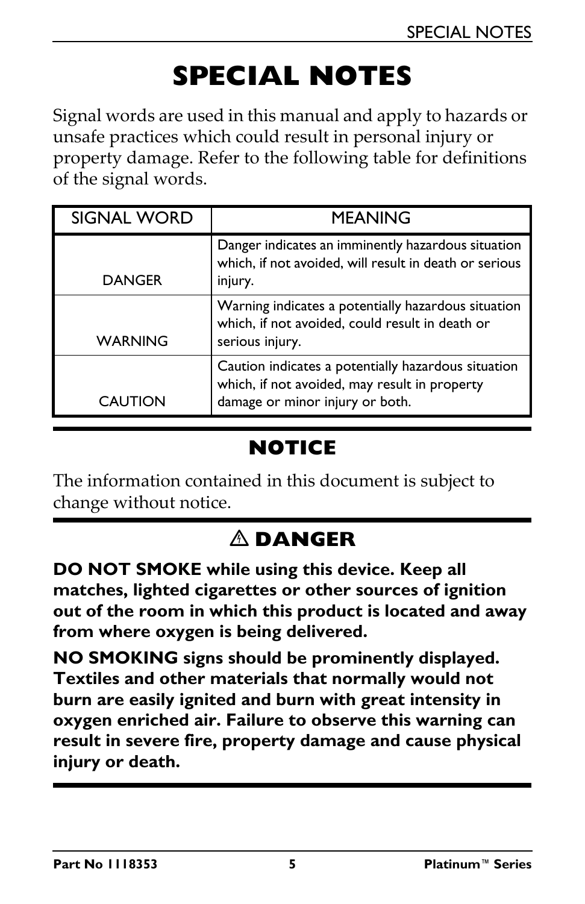# SPECIAL NOTES

Signal words are used in this manual and apply to hazards or unsafe practices which could result in personal injury or property damage. Refer to the following table for definitions of the signal words.

| SIGNAL WORD | MEANING |
|---|---|
| DANGER | Danger indicates an imminently hazardous situation which, if not avoided, will result in death or serious injury. |
| WARNING | Warning indicates a potentially hazardous situation which, if not avoided, could result in death or serious injury. |
| CAUTION | Caution indicates a potentially hazardous situation which, if not avoided, may result in property damage or minor injury or both. |

## NOTICE

The information contained in this document is subject to change without notice.

## ⚠ DANGER

**DO NOT SMOKE while using this device. Keep all matches, lighted cigarettes or other sources of ignition out of the room in which this product is located and away from where oxygen is being delivered.**

**NO SMOKING signs should be prominently displayed. Textiles and other materials that normally would not burn are easily ignited and burn with great intensity in oxygen enriched air. Failure to observe this warning can result in severe fire, property damage and cause physical injury or death.**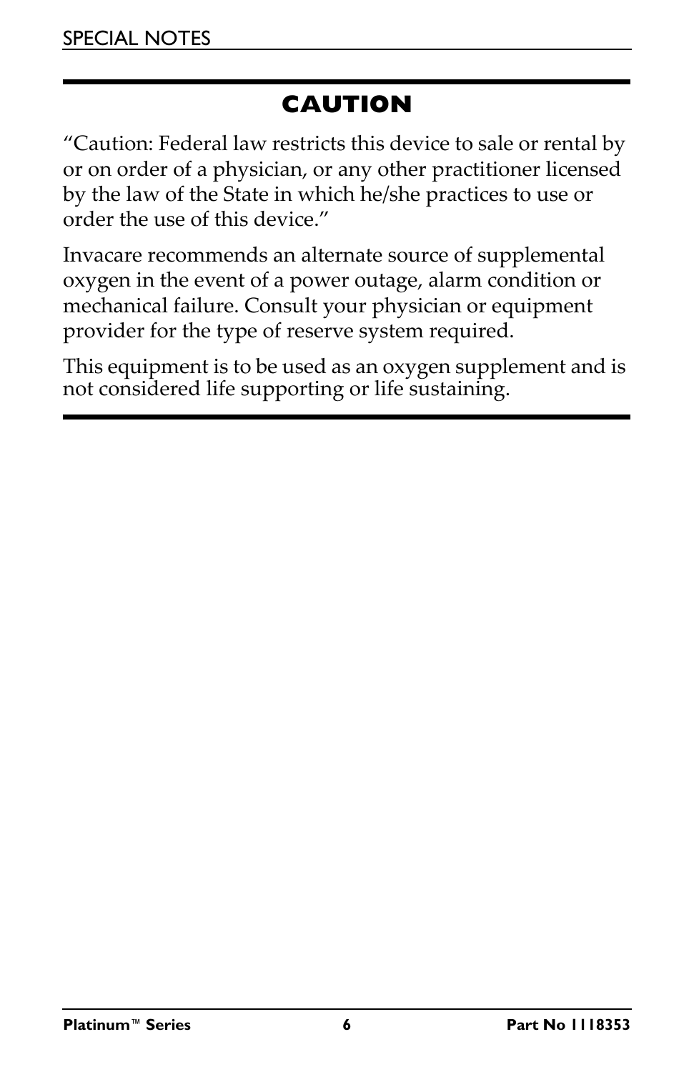## CAUTION

"Caution: Federal law restricts this device to sale or rental by or on order of a physician, or any other practitioner licensed by the law of the State in which he/she practices to use or order the use of this device."

Invacare recommends an alternate source of supplemental oxygen in the event of a power outage, alarm condition or mechanical failure. Consult your physician or equipment provider for the type of reserve system required.

This equipment is to be used as an oxygen supplement and is not considered life supporting or life sustaining.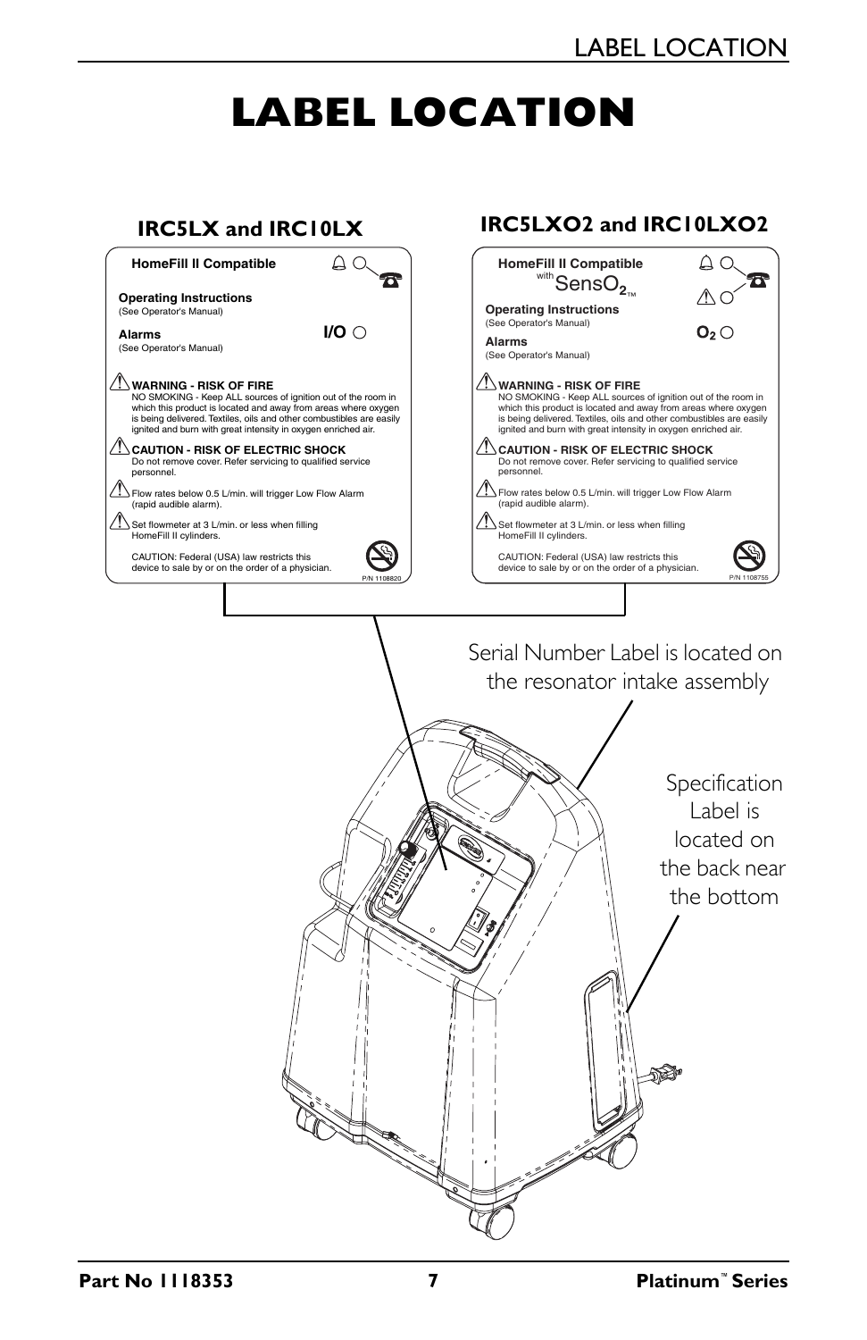# LABEL LOCATION

## IRC5LX and IRC10LX

**HomeFill II Compatible**

**Operating Instructions**
(See Operator's Manual)

**Alarms**
(See Operator's Manual)

**I/O**

**WARNING - RISK OF FIRE**
NO SMOKING - Keep ALL sources of ignition out of the room in which this product is located and away from areas where oxygen is being delivered. Textiles, oils and other combustibles are easily ignited and burn with great intensity in oxygen enriched air.

**CAUTION - RISK OF ELECTRIC SHOCK**
Do not remove cover. Refer servicing to qualified service personnel.

Flow rates below 0.5 L/min. will trigger Low Flow Alarm (rapid audible alarm).

Set flowmeter at 3 L/min. or less when filling HomeFill II cylinders.

CAUTION: Federal (USA) law restricts this device to sale by or on the order of a physician.

P/N 1108820

## IRC5LXO2 and IRC10LXO2

**HomeFill II Compatible**
with SensO2™

**Operating Instructions**
(See Operator's Manual)

**Alarms**
(See Operator's Manual)

**$O_2$**

**WARNING - RISK OF FIRE**
NO SMOKING - Keep ALL sources of ignition out of the room in which this product is located and away from areas where oxygen is being delivered. Textiles, oils and other combustibles are easily ignited and burn with great intensity in oxygen enriched air.

**CAUTION - RISK OF ELECTRIC SHOCK**
Do not remove cover. Refer servicing to qualified service personnel.

Flow rates below 0.5 L/min. will trigger Low Flow Alarm (rapid audible alarm).

Set flowmeter at 3 L/min. or less when filling HomeFill II cylinders.

CAUTION: Federal (USA) law restricts this device to sale by or on the order of a physician.

P/N 1108755

Serial Number Label is located on the resonator intake assembly

Specification Label is located on the back near the bottom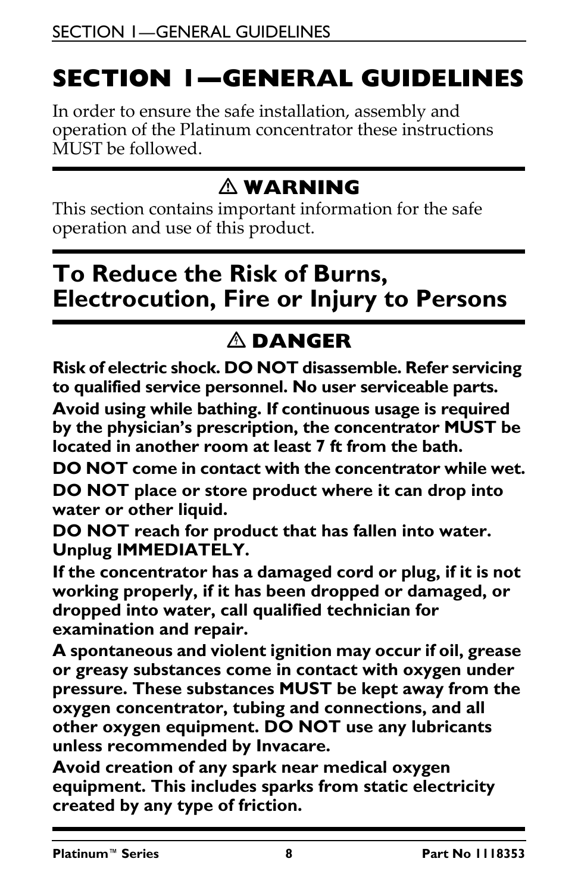# SECTION 1—GENERAL GUIDELINES

In order to ensure the safe installation, assembly and operation of the Platinum concentrator these instructions MUST be followed.

## ⚠ WARNING

This section contains important information for the safe operation and use of this product.

## To Reduce the Risk of Burns, Electrocution, Fire or Injury to Persons

## ⚠ DANGER

**Risk of electric shock. DO NOT disassemble. Refer servicing to qualified service personnel. No user serviceable parts.**

**Avoid using while bathing. If continuous usage is required by the physician's prescription, the concentrator MUST be located in another room at least 7 ft from the bath.**

**DO NOT come in contact with the concentrator while wet.**

**DO NOT place or store product where it can drop into water or other liquid.**

**DO NOT reach for product that has fallen into water. Unplug IMMEDIATELY.**

**If the concentrator has a damaged cord or plug, if it is not working properly, if it has been dropped or damaged, or dropped into water, call qualified technician for examination and repair.**

**A spontaneous and violent ignition may occur if oil, grease or greasy substances come in contact with oxygen under pressure. These substances MUST be kept away from the oxygen concentrator, tubing and connections, and all other oxygen equipment. DO NOT use any lubricants unless recommended by Invacare.**

**Avoid creation of any spark near medical oxygen equipment. This includes sparks from static electricity created by any type of friction.**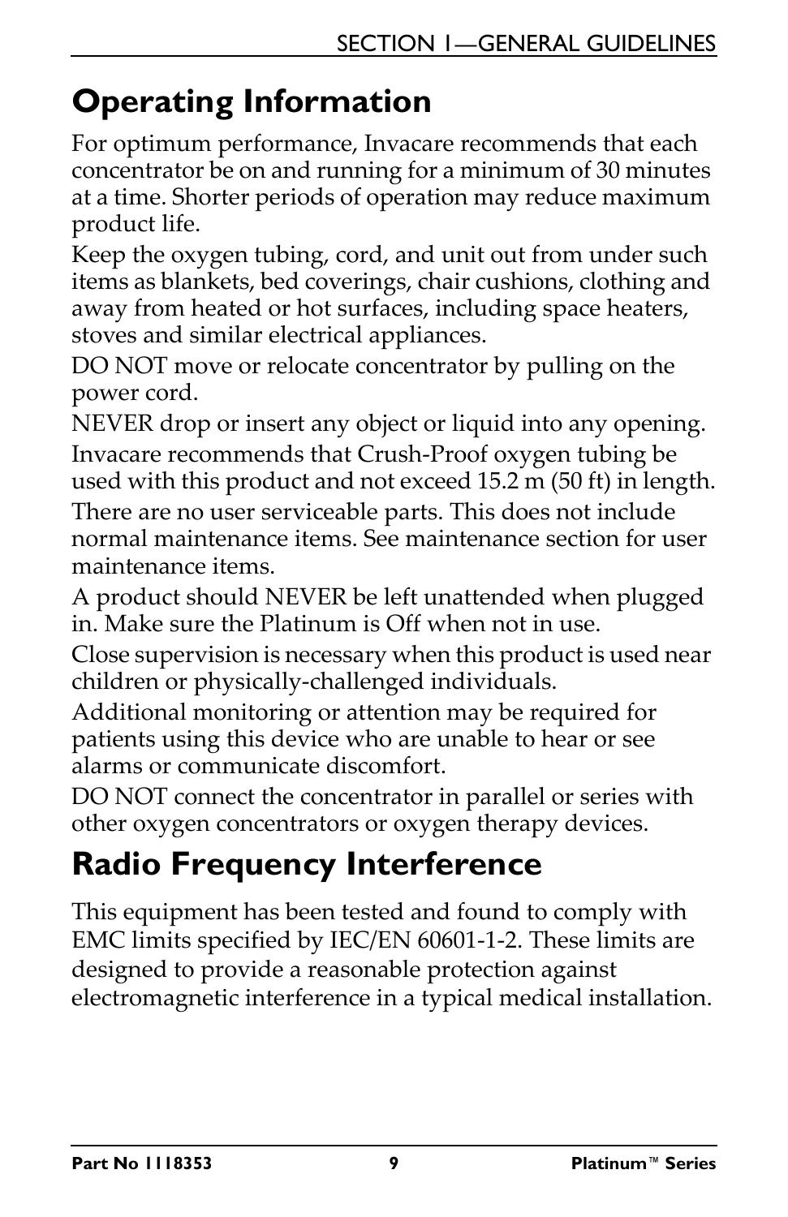## Operating Information

For optimum performance, Invacare recommends that each concentrator be on and running for a minimum of 30 minutes at a time. Shorter periods of operation may reduce maximum product life.

Keep the oxygen tubing, cord, and unit out from under such items as blankets, bed coverings, chair cushions, clothing and away from heated or hot surfaces, including space heaters, stoves and similar electrical appliances.

DO NOT move or relocate concentrator by pulling on the power cord.

NEVER drop or insert any object or liquid into any opening.

Invacare recommends that Crush-Proof oxygen tubing be used with this product and not exceed 15.2 m (50 ft) in length.

There are no user serviceable parts. This does not include normal maintenance items. See maintenance section for user maintenance items.

A product should NEVER be left unattended when plugged in. Make sure the Platinum is Off when not in use.

Close supervision is necessary when this product is used near children or physically-challenged individuals.

Additional monitoring or attention may be required for patients using this device who are unable to hear or see alarms or communicate discomfort.

DO NOT connect the concentrator in parallel or series with other oxygen concentrators or oxygen therapy devices.

## Radio Frequency Interference

This equipment has been tested and found to comply with EMC limits specified by IEC/EN 60601-1-2. These limits are designed to provide a reasonable protection against electromagnetic interference in a typical medical installation.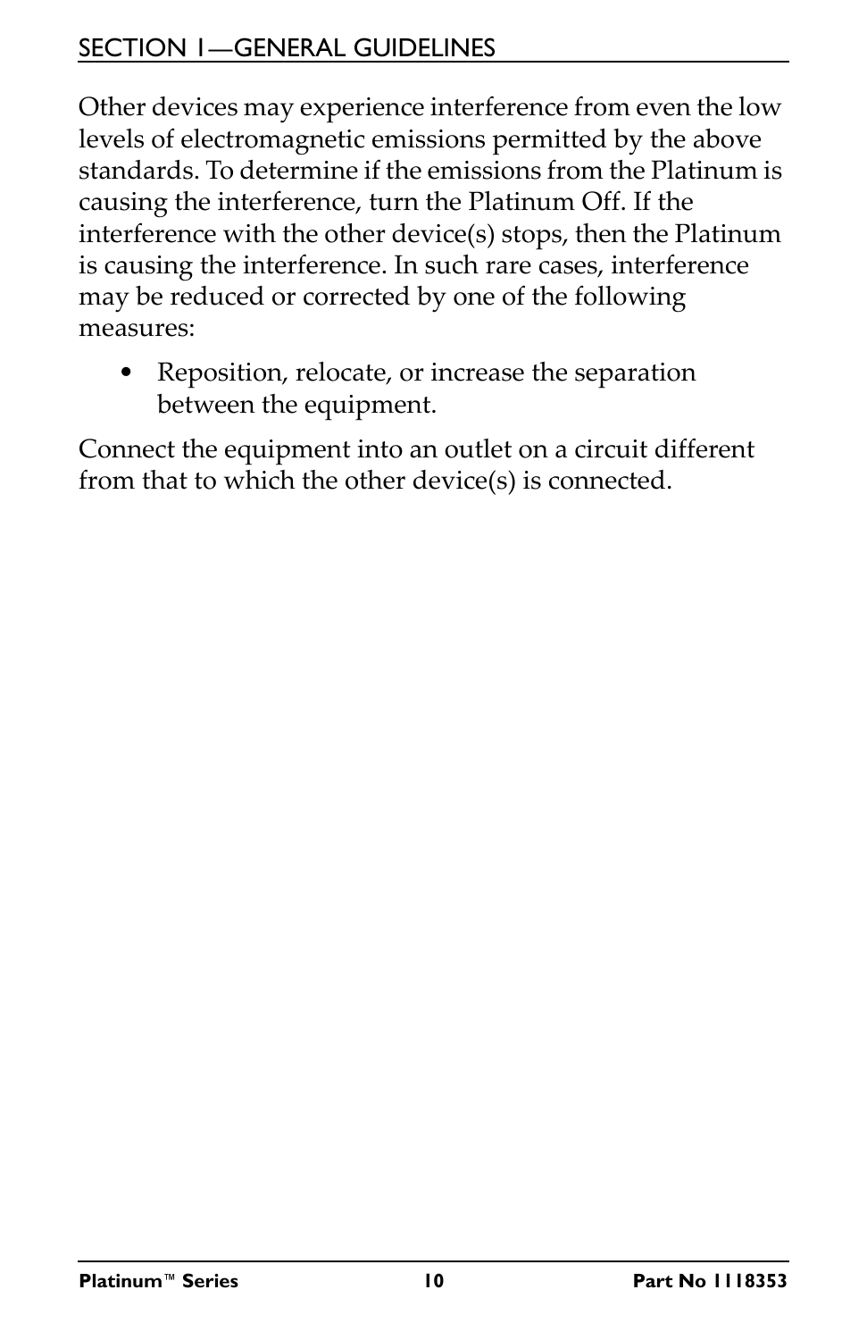Other devices may experience interference from even the low levels of electromagnetic emissions permitted by the above standards. To determine if the emissions from the Platinum is causing the interference, turn the Platinum Off. If the interference with the other device(s) stops, then the Platinum is causing the interference. In such rare cases, interference may be reduced or corrected by one of the following measures:

- Reposition, relocate, or increase the separation between the equipment.

Connect the equipment into an outlet on a circuit different from that to which the other device(s) is connected.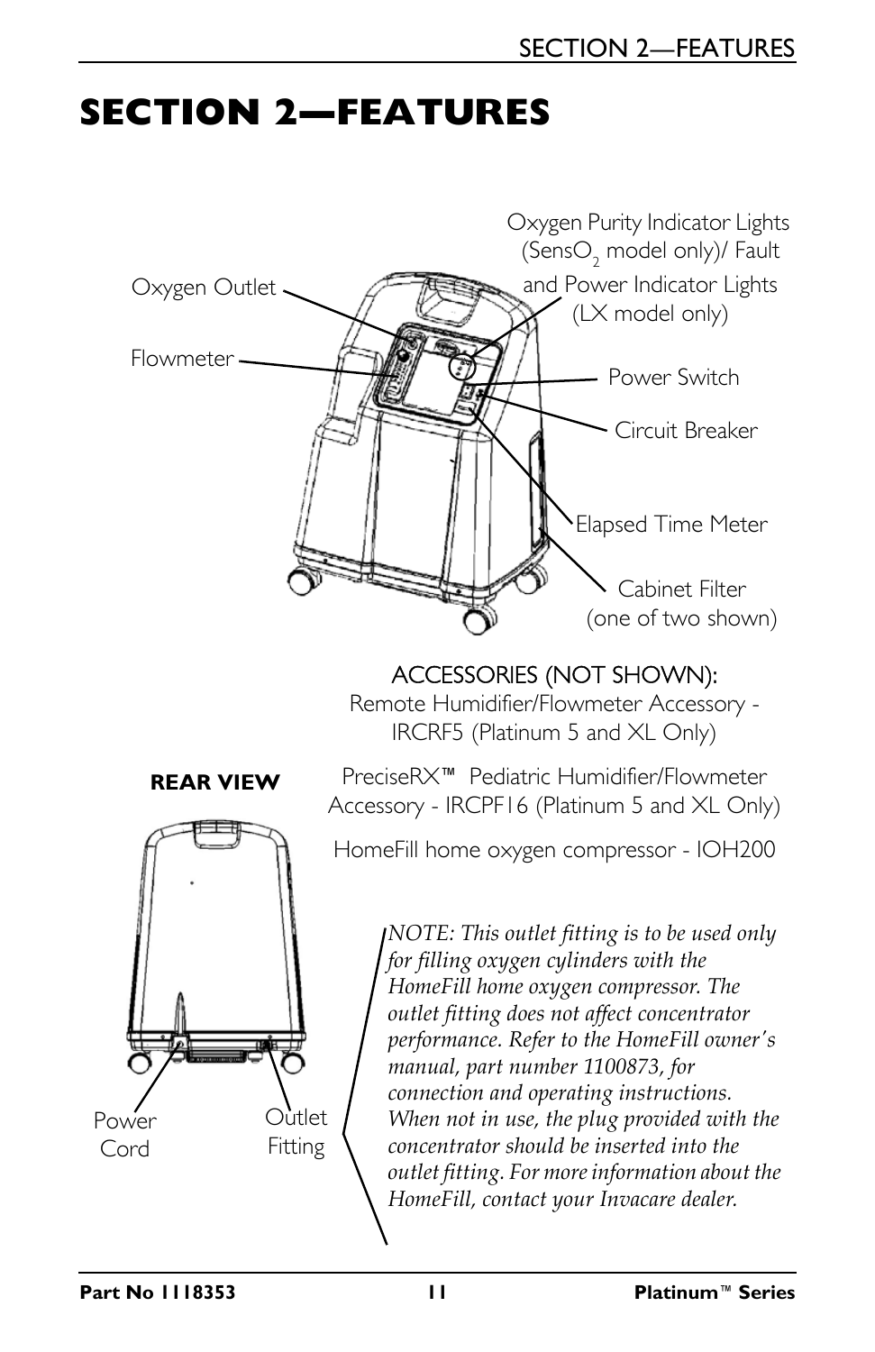# SECTION 2—FEATURES

Oxygen Outlet

Flowmeter

Oxygen Purity Indicator Lights (Sens$O_2$ model only)/ Fault and Power Indicator Lights (LX model only)

Power Switch

Circuit Breaker

Elapsed Time Meter

Cabinet Filter (one of two shown)

ACCESSORIES (NOT SHOWN):

Remote Humidifier/Flowmeter Accessory - IRCRF5 (Platinum 5 and XL Only)

PreciseRX™ Pediatric Humidifier/Flowmeter Accessory - IRCPF16 (Platinum 5 and XL Only)

HomeFill home oxygen compressor - IOH200

**REAR VIEW**

Power Cord

Outlet Fitting

*NOTE: This outlet fitting is to be used only for filling oxygen cylinders with the HomeFill home oxygen compressor. The outlet fitting does not affect concentrator performance. Refer to the HomeFill owner's manual, part number 1100873, for connection and operating instructions. When not in use, the plug provided with the concentrator should be inserted into the outlet fitting. For more information about the HomeFill, contact your Invacare dealer.*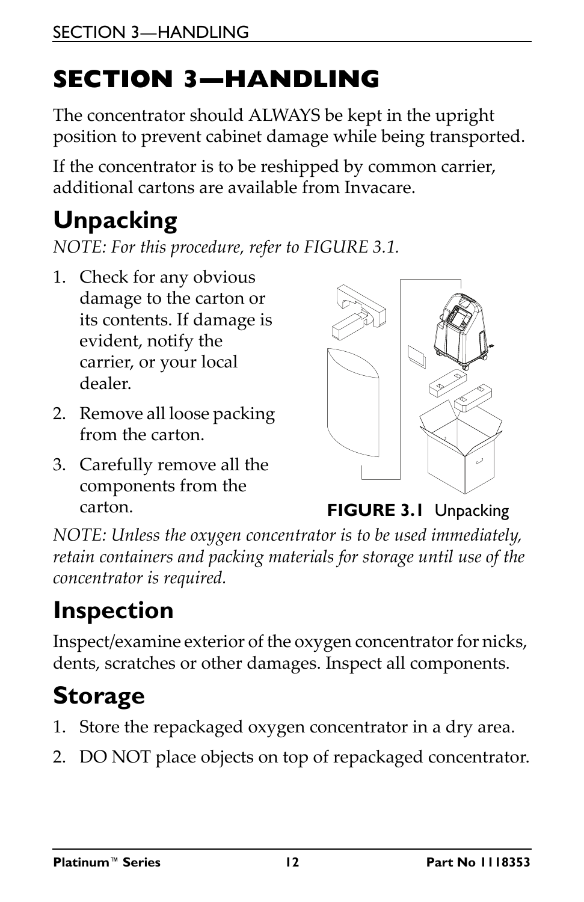# SECTION 3—HANDLING

The concentrator should ALWAYS be kept in the upright position to prevent cabinet damage while being transported.

If the concentrator is to be reshipped by common carrier, additional cartons are available from Invacare.

## Unpacking

*NOTE: For this procedure, refer to FIGURE 3.1.*

1. Check for any obvious damage to the carton or its contents. If damage is evident, notify the carrier, or your local dealer.
2. Remove all loose packing from the carton.
3. Carefully remove all the components from the carton.

**FIGURE 3.1** Unpacking

*NOTE: Unless the oxygen concentrator is to be used immediately, retain containers and packing materials for storage until use of the concentrator is required.*

## Inspection

Inspect/examine exterior of the oxygen concentrator for nicks, dents, scratches or other damages. Inspect all components.

## Storage

1. Store the repackaged oxygen concentrator in a dry area.
2. DO NOT place objects on top of repackaged concentrator.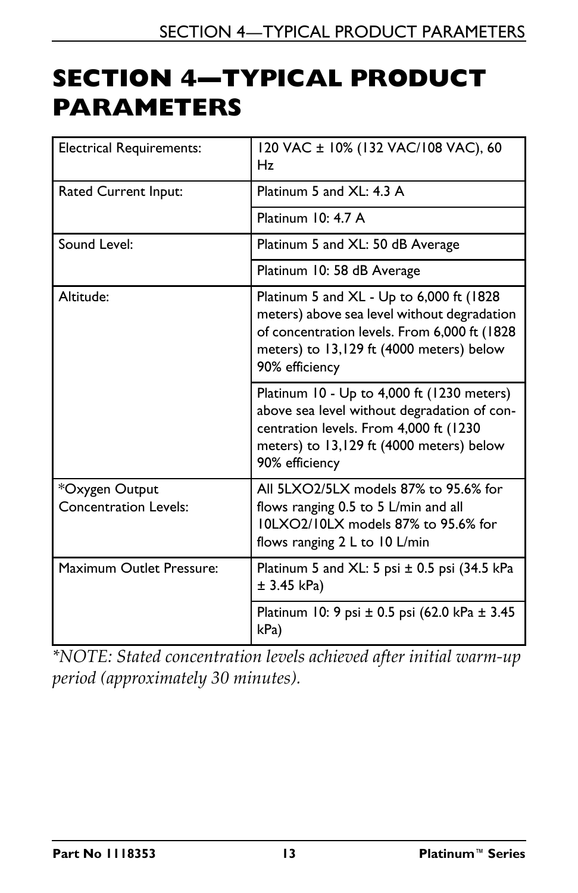# SECTION 4—TYPICAL PRODUCT PARAMETERS

| | |
|---|---|
| Electrical Requirements: | 120 VAC ± 10% (132 VAC/108 VAC), 60 Hz |
| Rated Current Input: | Platinum 5 and XL: 4.3 A |
| | Platinum 10: 4.7 A |
| Sound Level: | Platinum 5 and XL: 50 dB Average |
| | Platinum 10: 58 dB Average |
| Altitude: | Platinum 5 and XL - Up to 6,000 ft (1828 meters) above sea level without degradation of concentration levels. From 6,000 ft (1828 meters) to 13,129 ft (4000 meters) below 90% efficiency |
| | Platinum 10 - Up to 4,000 ft (1230 meters) above sea level without degradation of concentration levels. From 4,000 ft (1230 meters) to 13,129 ft (4000 meters) below 90% efficiency |
| *Oxygen Output Concentration Levels: | All 5LXO2/5LX models 87% to 95.6% for flows ranging 0.5 to 5 L/min and all 10LXO2/10LX models 87% to 95.6% for flows ranging 2 L to 10 L/min |
| Maximum Outlet Pressure: | Platinum 5 and XL: 5 psi ± 0.5 psi (34.5 kPa ± 3.45 kPa) |
| | Platinum 10: 9 psi ± 0.5 psi (62.0 kPa ± 3.45 kPa) |

**NOTE: Stated concentration levels achieved after initial warm-up period (approximately 30 minutes).*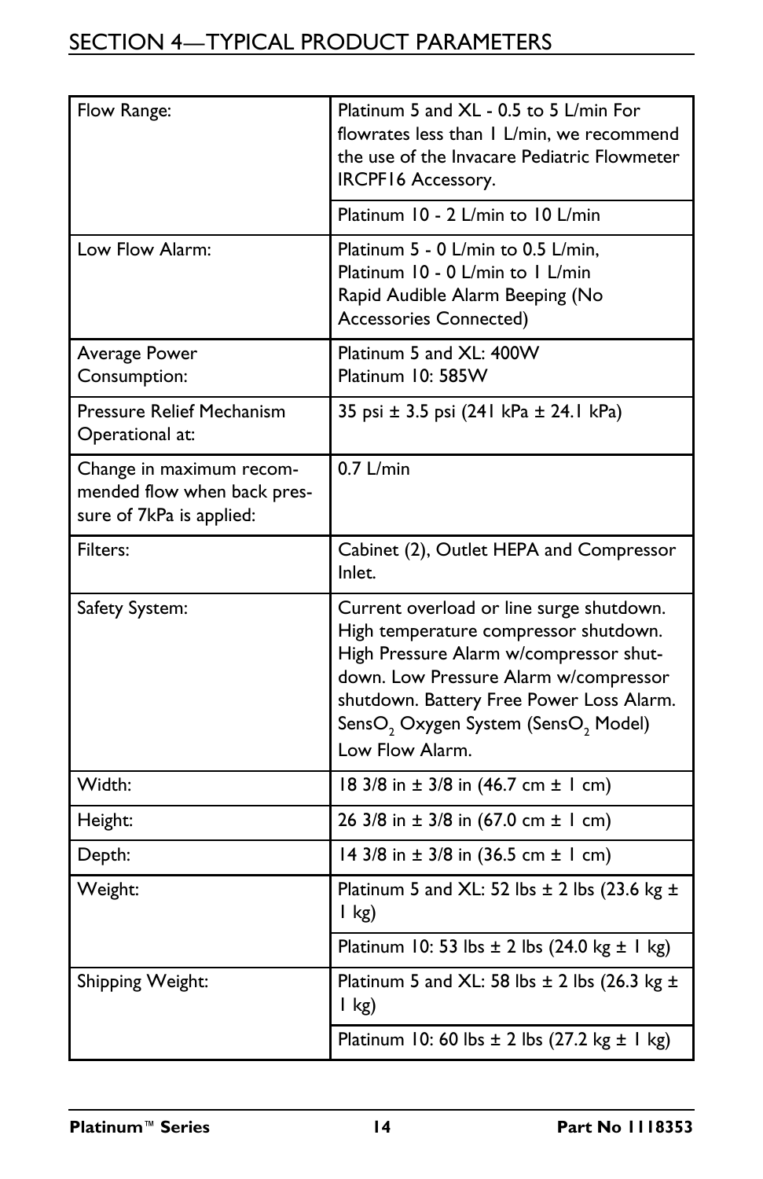# SECTION 4—TYPICAL PRODUCT PARAMETERS

| | |
|---|---|
| Flow Range: | Platinum 5 and XL - 0.5 to 5 L/min For flowrates less than 1 L/min, we recommend the use of the Invacare Pediatric Flowmeter IRCPF16 Accessory. |
| | Platinum 10 - 2 L/min to 10 L/min |
| Low Flow Alarm: | Platinum 5 - 0 L/min to 0.5 L/min, Platinum 10 - 0 L/min to 1 L/min Rapid Audible Alarm Beeping (No Accessories Connected) |
| Average Power Consumption: | Platinum 5 and XL: 400W Platinum 10: 585W |
| Pressure Relief Mechanism Operational at: | 35 psi ± 3.5 psi (241 kPa ± 24.1 kPa) |
| Change in maximum recommended flow when back pressure of 7kPa is applied: | 0.7 L/min |
| Filters: | Cabinet (2), Outlet HEPA and Compressor Inlet. |
| Safety System: | Current overload or line surge shutdown. High temperature compressor shutdown. High Pressure Alarm w/compressor shutdown. Low Pressure Alarm w/compressor shutdown. Battery Free Power Loss Alarm. Sens$O_2$ Oxygen System (Sens$O_2$ Model) Low Flow Alarm. |
| Width: | 18 3/8 in ± 3/8 in (46.7 cm ± 1 cm) |
| Height: | 26 3/8 in ± 3/8 in (67.0 cm ± 1 cm) |
| Depth: | 14 3/8 in ± 3/8 in (36.5 cm ± 1 cm) |
| Weight: | Platinum 5 and XL: 52 lbs ± 2 lbs (23.6 kg ± 1 kg) |
| | Platinum 10: 53 lbs ± 2 lbs (24.0 kg ± 1 kg) |
| Shipping Weight: | Platinum 5 and XL: 58 lbs ± 2 lbs (26.3 kg ± 1 kg) |
| | Platinum 10: 60 lbs ± 2 lbs (27.2 kg ± 1 kg) |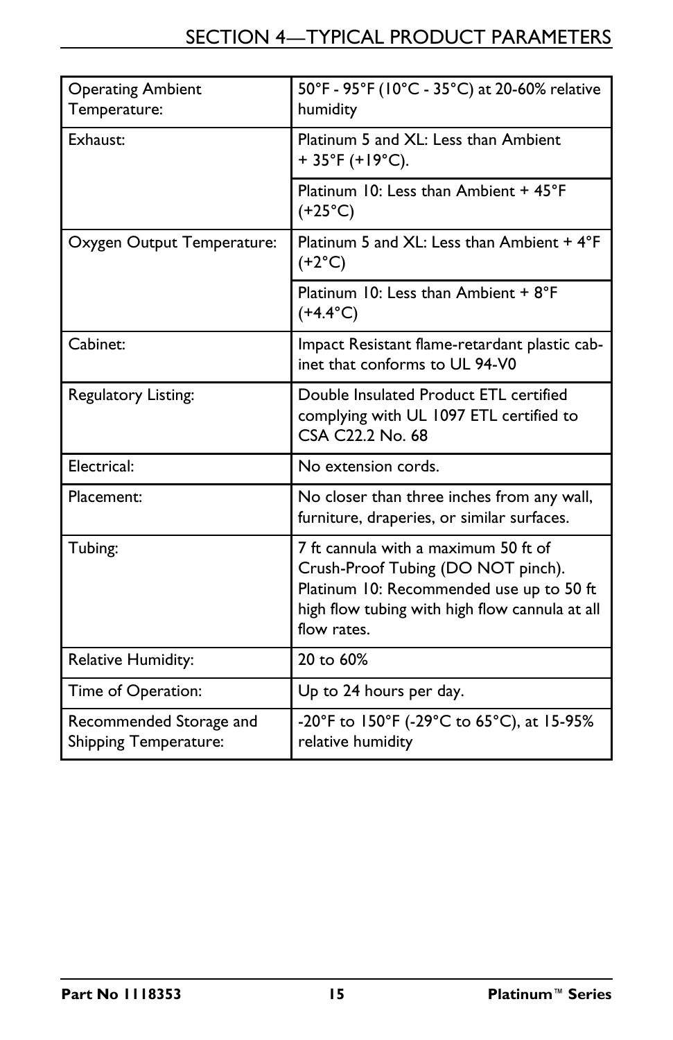## SECTION 4—TYPICAL PRODUCT PARAMETERS

| | |
|---|---|
| Operating Ambient Temperature: | 50°F - 95°F (10°C - 35°C) at 20-60% relative humidity |
| Exhaust: | Platinum 5 and XL: Less than Ambient + 35°F (+19°C). |
| | Platinum 10: Less than Ambient + 45°F (+25°C) |
| Oxygen Output Temperature: | Platinum 5 and XL: Less than Ambient + 4°F (+2°C) |
| | Platinum 10: Less than Ambient + 8°F (+4.4°C) |
| Cabinet: | Impact Resistant flame-retardant plastic cabinet that conforms to UL 94-V0 |
| Regulatory Listing: | Double Insulated Product ETL certified complying with UL 1097 ETL certified to CSA C22.2 No. 68 |
| Electrical: | No extension cords. |
| Placement: | No closer than three inches from any wall, furniture, draperies, or similar surfaces. |
| Tubing: | 7 ft cannula with a maximum 50 ft of Crush-Proof Tubing (DO NOT pinch). Platinum 10: Recommended use up to 50 ft high flow tubing with high flow cannula at all flow rates. |
| Relative Humidity: | 20 to 60% |
| Time of Operation: | Up to 24 hours per day. |
| Recommended Storage and Shipping Temperature: | -20°F to 150°F (-29°C to 65°C), at 15-95% relative humidity |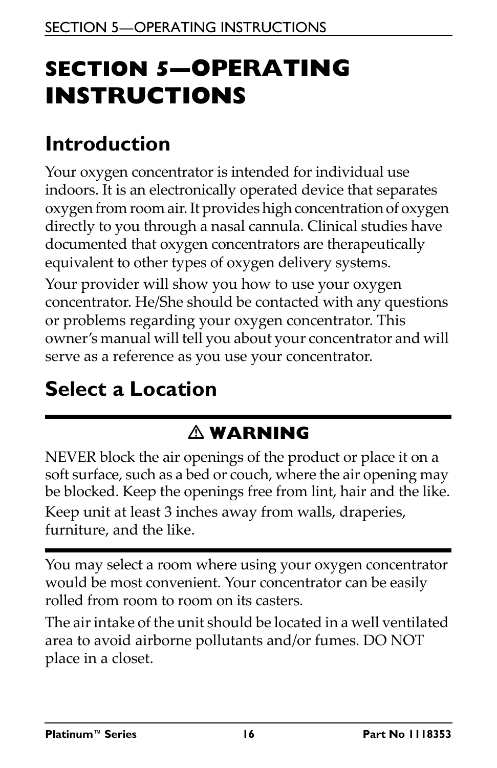# SECTION 5—OPERATING INSTRUCTIONS

## Introduction

Your oxygen concentrator is intended for individual use indoors. It is an electronically operated device that separates oxygen from room air. It provides high concentration of oxygen directly to you through a nasal cannula. Clinical studies have documented that oxygen concentrators are therapeutically equivalent to other types of oxygen delivery systems.

Your provider will show you how to use your oxygen concentrator. He/She should be contacted with any questions or problems regarding your oxygen concentrator. This owner's manual will tell you about your concentrator and will serve as a reference as you use your concentrator.

## Select a Location

**⚠ WARNING**

NEVER block the air openings of the product or place it on a soft surface, such as a bed or couch, where the air opening may be blocked. Keep the openings free from lint, hair and the like.

Keep unit at least 3 inches away from walls, draperies, furniture, and the like.

You may select a room where using your oxygen concentrator would be most convenient. Your concentrator can be easily rolled from room to room on its casters.

The air intake of the unit should be located in a well ventilated area to avoid airborne pollutants and/or fumes. DO NOT place in a closet.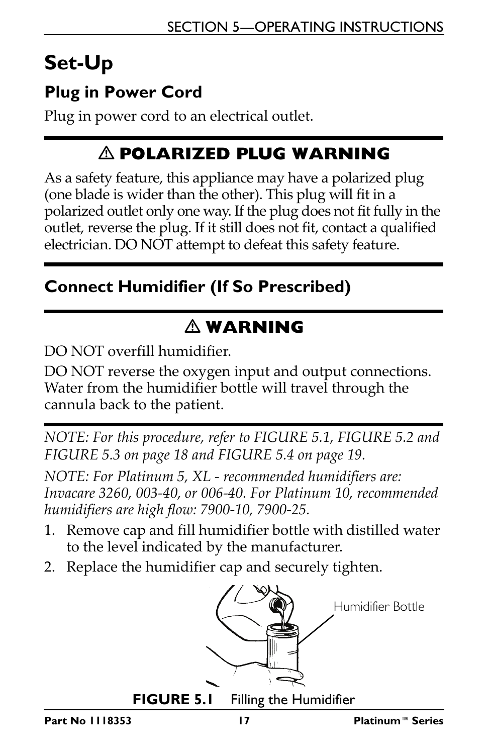# Set-Up

## Plug in Power Cord

Plug in power cord to an electrical outlet.

### ⚠ POLARIZED PLUG WARNING

As a safety feature, this appliance may have a polarized plug (one blade is wider than the other). This plug will fit in a polarized outlet only one way. If the plug does not fit fully in the outlet, reverse the plug. If it still does not fit, contact a qualified electrician. DO NOT attempt to defeat this safety feature.

## Connect Humidifier (If So Prescribed)

### ⚠ WARNING

DO NOT overfill humidifier.

DO NOT reverse the oxygen input and output connections. Water from the humidifier bottle will travel through the cannula back to the patient.

*NOTE: For this procedure, refer to FIGURE 5.1, FIGURE 5.2 and FIGURE 5.3 on page 18 and FIGURE 5.4 on page 19.*

*NOTE: For Platinum 5, XL - recommended humidifiers are: Invacare 3260, 003-40, or 006-40. For Platinum 10, recommended humidifiers are high flow: 7900-10, 7900-25.*

1. Remove cap and fill humidifier bottle with distilled water to the level indicated by the manufacturer.
2. Replace the humidifier cap and securely tighten.

Humidifier Bottle

**FIGURE 5.1** Filling the Humidifier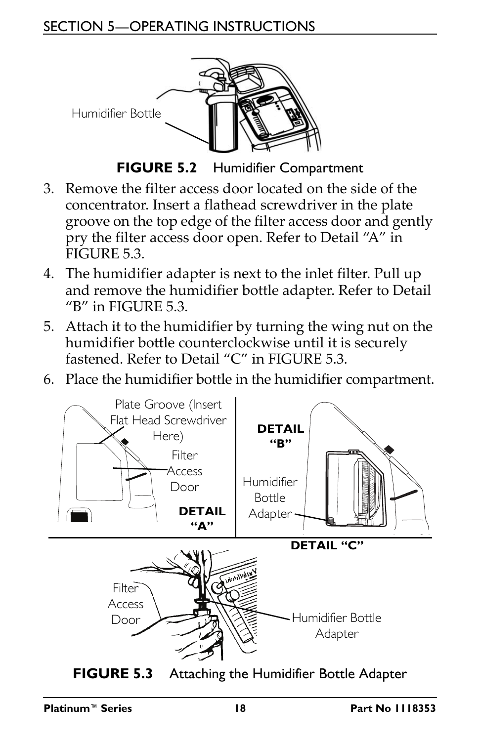Humidifier Bottle

**FIGURE 5.2** Humidifier Compartment

3. Remove the filter access door located on the side of the concentrator. Insert a flathead screwdriver in the plate groove on the top edge of the filter access door and gently pry the filter access door open. Refer to Detail "A" in FIGURE 5.3.
4. The humidifier adapter is next to the inlet filter. Pull up and remove the humidifier bottle adapter. Refer to Detail "B" in FIGURE 5.3.
5. Attach it to the humidifier by turning the wing nut on the humidifier bottle counterclockwise until it is securely fastened. Refer to Detail "C" in FIGURE 5.3.
6. Place the humidifier bottle in the humidifier compartment.

Plate Groove (Insert Flat Head Screwdriver Here)

Filter Access Door

**DETAIL "A"**

**DETAIL "B"**

Humidifier Bottle Adapter

**DETAIL "C"**

Filter Access Door

Humidifier Bottle Adapter

**FIGURE 5.3** Attaching the Humidifier Bottle Adapter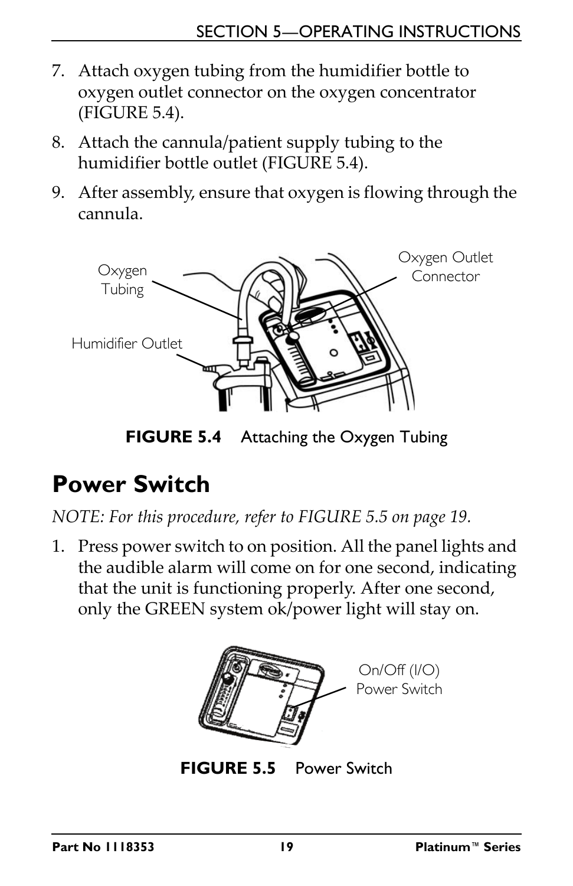7. Attach oxygen tubing from the humidifier bottle to oxygen outlet connector on the oxygen concentrator (FIGURE 5.4).
8. Attach the cannula/patient supply tubing to the humidifier bottle outlet (FIGURE 5.4).
9. After assembly, ensure that oxygen is flowing through the cannula.

**FIGURE 5.4** Attaching the Oxygen Tubing

## Power Switch

*NOTE: For this procedure, refer to FIGURE 5.5 on page 19.*

1. Press power switch to on position. All the panel lights and the audible alarm will come on for one second, indicating that the unit is functioning properly. After one second, only the GREEN system ok/power light will stay on.

**FIGURE 5.5** Power Switch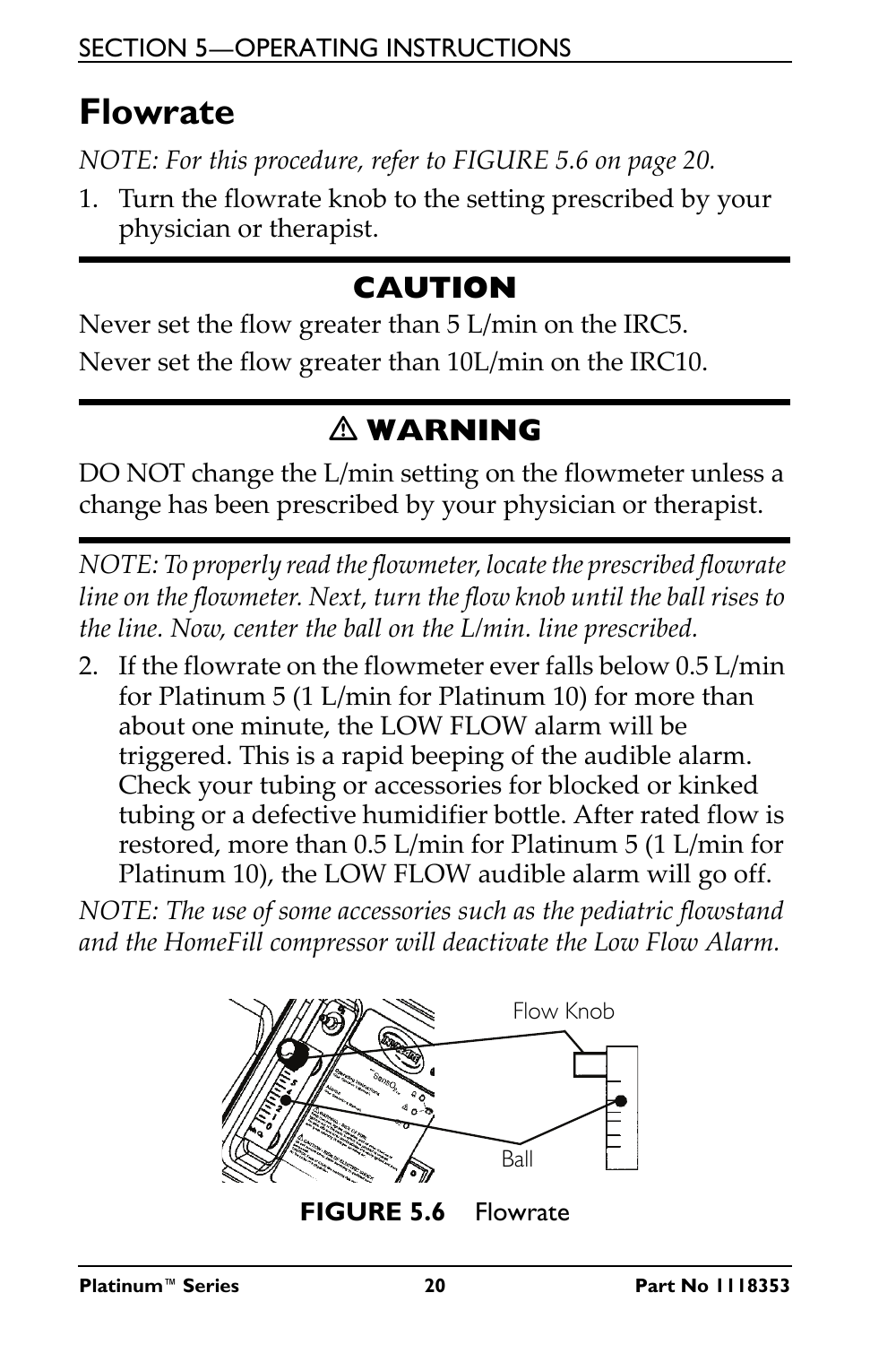# Flowrate

*NOTE: For this procedure, refer to FIGURE 5.6 on page 20.*

1. Turn the flowrate knob to the setting prescribed by your physician or therapist.

## CAUTION

Never set the flow greater than 5 L/min on the IRC5.

Never set the flow greater than 10L/min on the IRC10.

## ⚠ WARNING

DO NOT change the L/min setting on the flowmeter unless a change has been prescribed by your physician or therapist.

*NOTE: To properly read the flowmeter, locate the prescribed flowrate line on the flowmeter. Next, turn the flow knob until the ball rises to the line. Now, center the ball on the L/min. line prescribed.*

2. If the flowrate on the flowmeter ever falls below 0.5 L/min for Platinum 5 (1 L/min for Platinum 10) for more than about one minute, the LOW FLOW alarm will be triggered. This is a rapid beeping of the audible alarm. Check your tubing or accessories for blocked or kinked tubing or a defective humidifier bottle. After rated flow is restored, more than 0.5 L/min for Platinum 5 (1 L/min for Platinum 10), the LOW FLOW audible alarm will go off.

*NOTE: The use of some accessories such as the pediatric flowstand and the HomeFill compressor will deactivate the Low Flow Alarm.*

Flow Knob

Ball

**FIGURE 5.6** Flowrate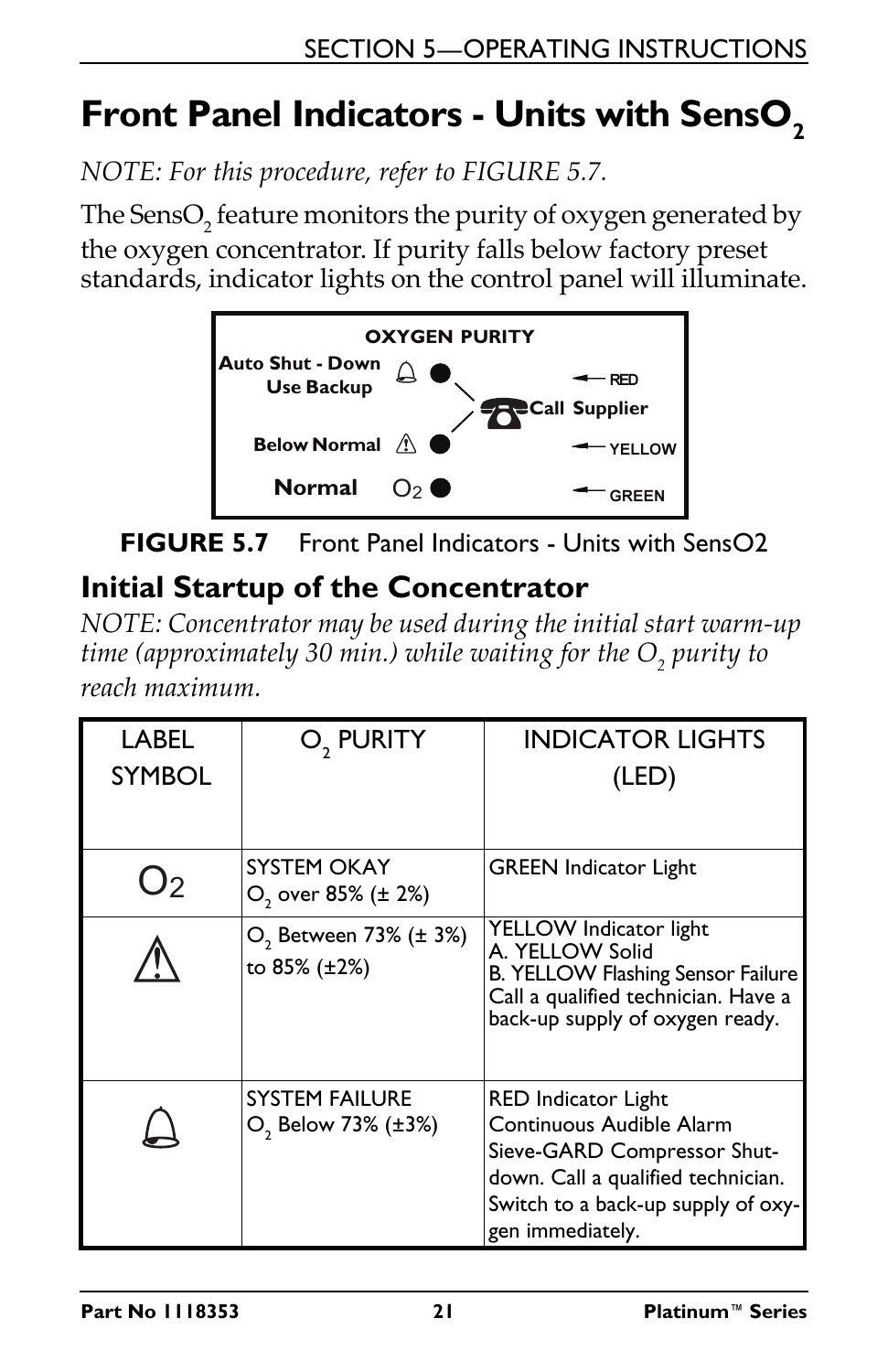# Front Panel Indicators - Units with $SensO_2$

*NOTE: For this procedure, refer to FIGURE 5.7.*

The $SensO_2$ feature monitors the purity of oxygen generated by the oxygen concentrator. If purity falls below factory preset standards, indicator lights on the control panel will illuminate.

OXYGEN PURITY

Auto Shut - Down Use Backup — RED

Call Supplier

Below Normal — YELLOW

Normal $O_2$ — GREEN

**FIGURE 5.7** Front Panel Indicators - Units with SensO2

## Initial Startup of the Concentrator

*NOTE: Concentrator may be used during the initial start warm-up time (approximately 30 min.) while waiting for the $O_2$ purity to reach maximum.*

| LABEL SYMBOL | $O_2$ PURITY | INDICATOR LIGHTS (LED) |
|---|---|---|
| $O_2$ | SYSTEM OKAY<br>$O_2$ over 85% (± 2%) | GREEN Indicator Light |
| ⚠ | $O_2$ Between 73% (± 3%) to 85% (±2%) | YELLOW Indicator light<br>A. YELLOW Solid<br>B. YELLOW Flashing Sensor Failure<br>Call a qualified technician. Have a back-up supply of oxygen ready. |
| 🔔 | SYSTEM FAILURE<br>$O_2$ Below 73% (±3%) | RED Indicator Light<br>Continuous Audible Alarm<br>Sieve-GARD Compressor Shut-down. Call a qualified technician. Switch to a back-up supply of oxygen immediately. |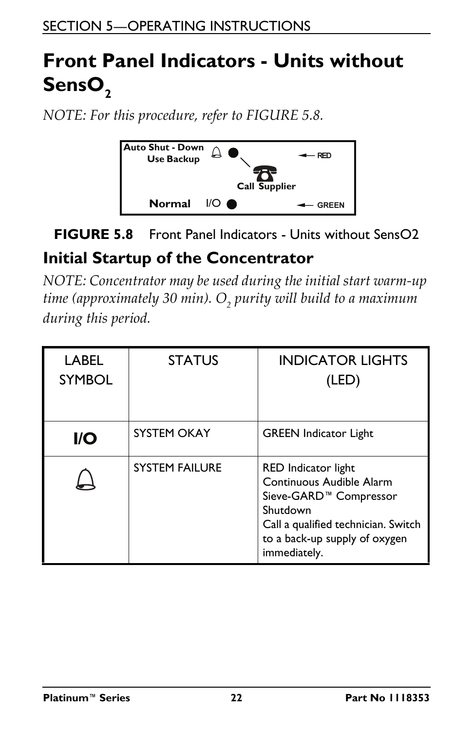# Front Panel Indicators - Units without SensO$_2$

*NOTE: For this procedure, refer to FIGURE 5.8.*

Auto Shut - Down Use Backup

RED

Call Supplier

Normal I/O

GREEN

**FIGURE 5.8** Front Panel Indicators - Units without SensO2

## Initial Startup of the Concentrator

*NOTE: Concentrator may be used during the initial start warm-up time (approximately 30 min). O$_2$ purity will build to a maximum during this period.*

| LABEL SYMBOL | STATUS | INDICATOR LIGHTS (LED) |
|---|---|---|
| **I/O** | SYSTEM OKAY | GREEN Indicator Light |
| (bell symbol) | SYSTEM FAILURE | RED Indicator light<br>Continuous Audible Alarm<br>Sieve-GARD™ Compressor Shutdown<br>Call a qualified technician. Switch to a back-up supply of oxygen immediately. |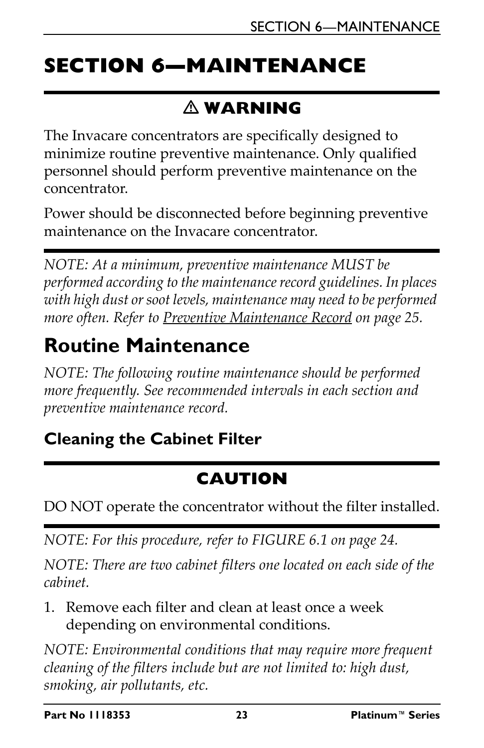# SECTION 6—MAINTENANCE

## ⚠ WARNING

The Invacare concentrators are specifically designed to minimize routine preventive maintenance. Only qualified personnel should perform preventive maintenance on the concentrator.

Power should be disconnected before beginning preventive maintenance on the Invacare concentrator.

*NOTE: At a minimum, preventive maintenance MUST be performed according to the maintenance record guidelines. In places with high dust or soot levels, maintenance may need to be performed more often. Refer to Preventive Maintenance Record on page 25.*

# Routine Maintenance

*NOTE: The following routine maintenance should be performed more frequently. See recommended intervals in each section and preventive maintenance record.*

### Cleaning the Cabinet Filter

## CAUTION

DO NOT operate the concentrator without the filter installed.

*NOTE: For this procedure, refer to FIGURE 6.1 on page 24.*

*NOTE: There are two cabinet filters one located on each side of the cabinet.*

1. Remove each filter and clean at least once a week depending on environmental conditions.

*NOTE: Environmental conditions that may require more frequent cleaning of the filters include but are not limited to: high dust, smoking, air pollutants, etc.*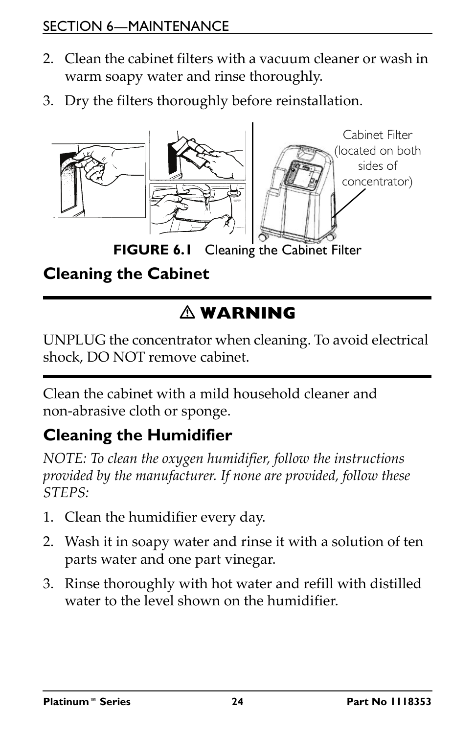2. Clean the cabinet filters with a vacuum cleaner or wash in warm soapy water and rinse thoroughly.
3. Dry the filters thoroughly before reinstallation.

Cabinet Filter (located on both sides of concentrator)

**FIGURE 6.1** Cleaning the Cabinet Filter

## Cleaning the Cabinet

### ⚠ WARNING

UNPLUG the concentrator when cleaning. To avoid electrical shock, DO NOT remove cabinet.

Clean the cabinet with a mild household cleaner and non-abrasive cloth or sponge.

## Cleaning the Humidifier

*NOTE: To clean the oxygen humidifier, follow the instructions provided by the manufacturer. If none are provided, follow these STEPS:*

1. Clean the humidifier every day.
2. Wash it in soapy water and rinse it with a solution of ten parts water and one part vinegar.
3. Rinse thoroughly with hot water and refill with distilled water to the level shown on the humidifier.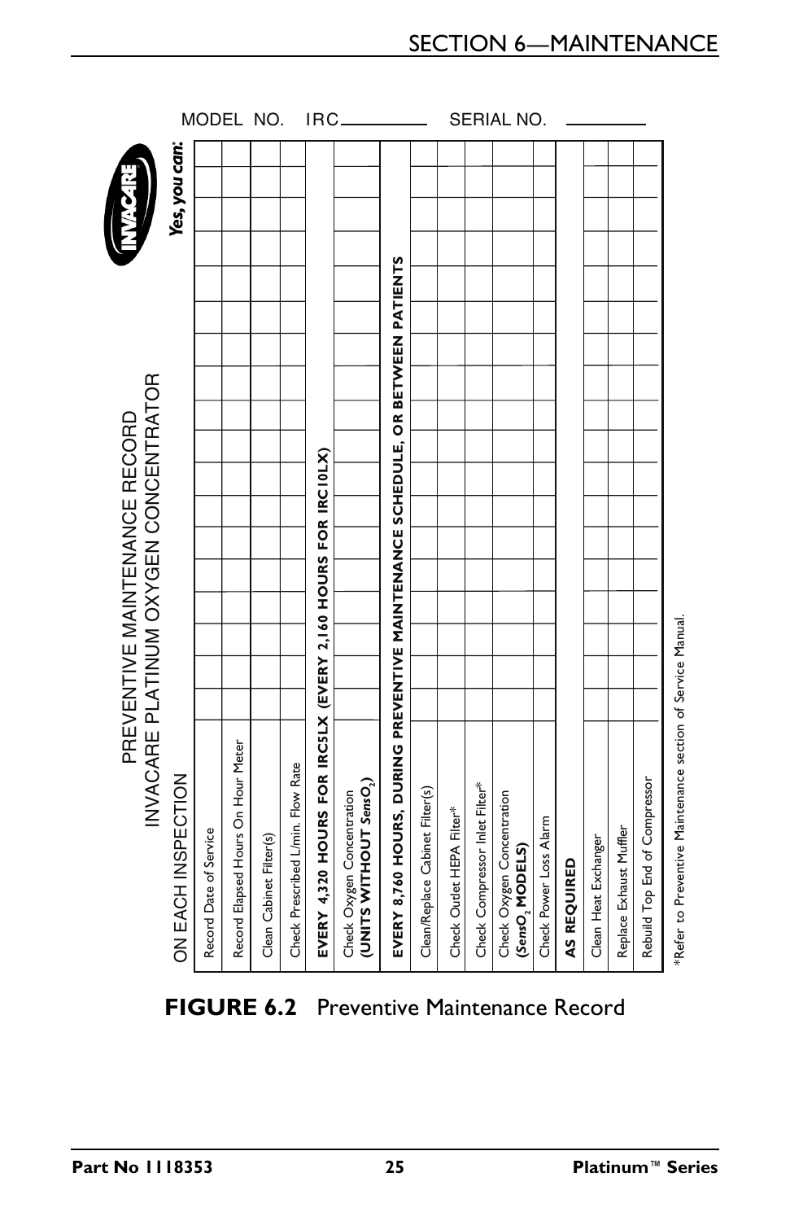# PREVENTIVE MAINTENANCE RECORD
## INVACARE PLATINUM OXYGEN CONCENTRATOR

*Yes, you can:*

MODEL NO. IRC__________ SERIAL NO. __________

| ON EACH INSPECTION | | | | | | | | | | | | | | | | | | | | | | | | |
|---|---|---|---|---|---|---|---|---|---|---|---|---|---|---|---|---|---|---|---|---|---|---|---|---|
| Record Date of Service | | | | | | | | | | | | | | | | | | | | | | | | |
| Record Elapsed Hours On Hour Meter | | | | | | | | | | | | | | | | | | | | | | | | |
| Clean Cabinet Filter(s) | | | | | | | | | | | | | | | | | | | | | | | | |
| Check Prescribed L/min. Flow Rate | | | | | | | | | | | | | | | | | | | | | | | | |
| **EVERY 4,320 HOURS FOR IRC5LX (EVERY 2,160 HOURS FOR IRC10LX)** | | | | | | | | | | | | | | | | | | | | | | | | |
| Check Oxygen Concentration **(UNITS WITHOUT *SensO$_2$*)** | | | | | | | | | | | | | | | | | | | | | | | | |
| **EVERY 8,760 HOURS, DURING PREVENTIVE MAINTENANCE SCHEDULE, OR BETWEEN PATIENTS** | | | | | | | | | | | | | | | | | | | | | | | | |
| Clean/Replace Cabinet Filter(s) | | | | | | | | | | | | | | | | | | | | | | | | |
| Check Outlet HEPA Filter* | | | | | | | | | | | | | | | | | | | | | | | | |
| Check Compressor Inlet Filter* | | | | | | | | | | | | | | | | | | | | | | | | |
| Check Oxygen Concentration **(*SensO$_2$* MODELS)** | | | | | | | | | | | | | | | | | | | | | | | | |
| Check Power Loss Alarm | | | | | | | | | | | | | | | | | | | | | | | | |
| **AS REQUIRED** | | | | | | | | | | | | | | | | | | | | | | | | |
| Clean Heat Exchanger | | | | | | | | | | | | | | | | | | | | | | | | |
| Replace Exhaust Muffler | | | | | | | | | | | | | | | | | | | | | | | | |
| Rebuild Top End of Compressor | | | | | | | | | | | | | | | | | | | | | | | | |

*Refer to Preventive Maintenance section of Service Manual.

**FIGURE 6.2** Preventive Maintenance Record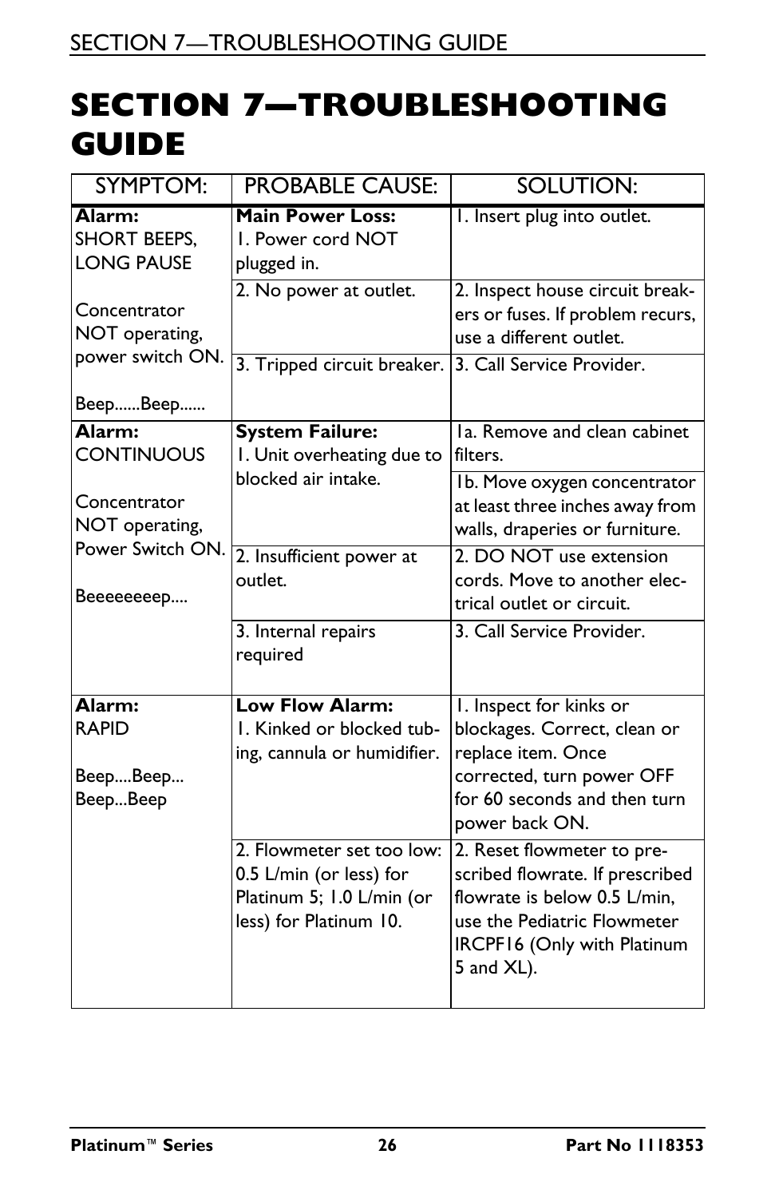# SECTION 7—TROUBLESHOOTING GUIDE

| SYMPTOM: | PROBABLE CAUSE: | SOLUTION: |
|---|---|---|
| **Alarm:** SHORT BEEPS, LONG PAUSE<br><br>Concentrator NOT operating, power switch ON.<br><br>Beep......Beep...... | **Main Power Loss:** 1. Power cord NOT plugged in. | 1. Insert plug into outlet. |
| | 2. No power at outlet. | 2. Inspect house circuit breakers or fuses. If problem recurs, use a different outlet. |
| | 3. Tripped circuit breaker. | 3. Call Service Provider. |
| **Alarm:** CONTINUOUS<br><br>Concentrator NOT operating, Power Switch ON.<br><br>Beeeeeeeep.... | **System Failure:** 1. Unit overheating due to blocked air intake. | 1a. Remove and clean cabinet filters. |
| | | 1b. Move oxygen concentrator at least three inches away from walls, draperies or furniture. |
| | 2. Insufficient power at outlet. | 2. DO NOT use extension cords. Move to another electrical outlet or circuit. |
| | 3. Internal repairs required | 3. Call Service Provider. |
| **Alarm:** RAPID<br><br>Beep.....Beep... Beep...Beep | **Low Flow Alarm:** 1. Kinked or blocked tubing, cannula or humidifier. | 1. Inspect for kinks or blockages. Correct, clean or replace item. Once corrected, turn power OFF for 60 seconds and then turn power back ON. |
| | 2. Flowmeter set too low: 0.5 L/min (or less) for Platinum 5; 1.0 L/min (or less) for Platinum 10. | 2. Reset flowmeter to prescribed flowrate. If prescribed flowrate is below 0.5 L/min, use the Pediatric Flowmeter IRCPF16 (Only with Platinum 5 and XL). |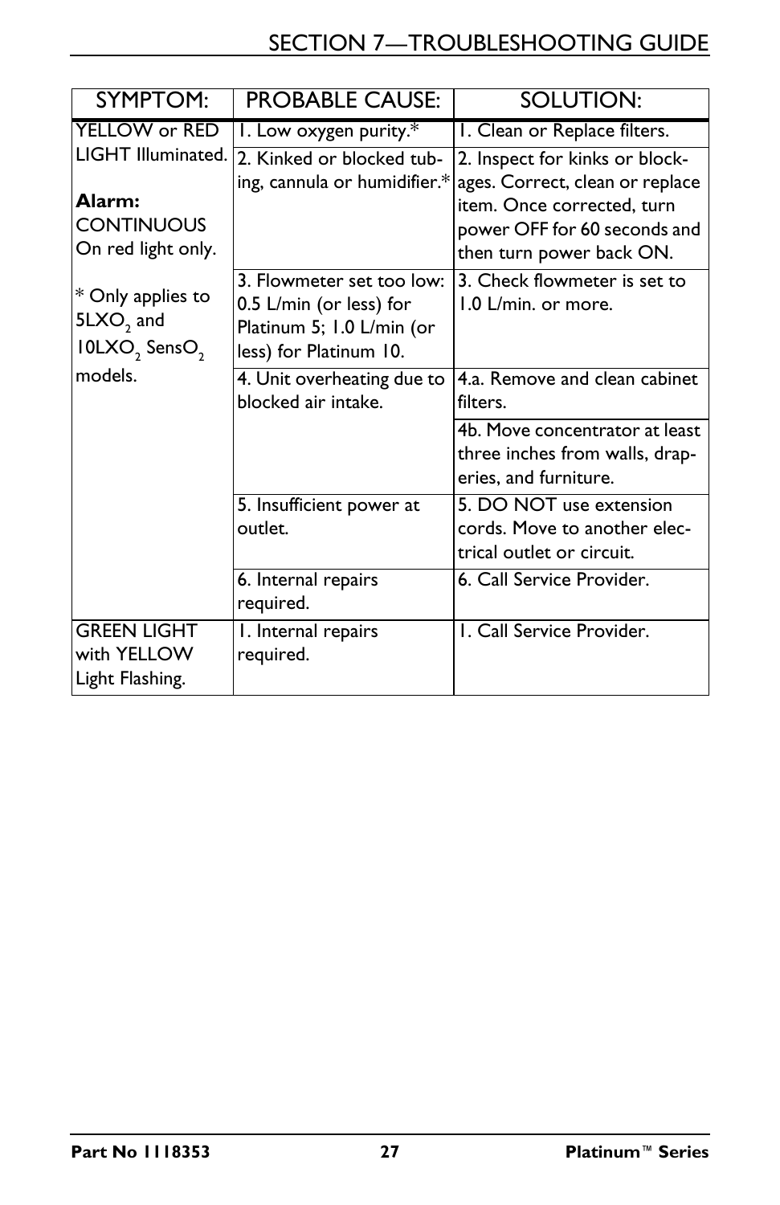## SECTION 7—TROUBLESHOOTING GUIDE

| SYMPTOM: | PROBABLE CAUSE: | SOLUTION: |
| --- | --- | --- |
| YELLOW or RED LIGHT Illuminated.<br><br>**Alarm:** CONTINUOUS On red light only.<br><br>* Only applies to $5LXO_2$ and $10LXO_2$ $SensO_2$ models. | 1. Low oxygen purity.* | 1. Clean or Replace filters. |
| | 2. Kinked or blocked tubing, cannula or humidifier.* | 2. Inspect for kinks or blockages. Correct, clean or replace item. Once corrected, turn power OFF for 60 seconds and then turn power back ON. |
| | 3. Flowmeter set too low: 0.5 L/min (or less) for Platinum 5; 1.0 L/min (or less) for Platinum 10. | 3. Check flowmeter is set to 1.0 L/min. or more. |
| | 4. Unit overheating due to blocked air intake. | 4.a. Remove and clean cabinet filters. |
| | | 4b. Move concentrator at least three inches from walls, draperies, and furniture. |
| | 5. Insufficient power at outlet. | 5. DO NOT use extension cords. Move to another electrical outlet or circuit. |
| | 6. Internal repairs required. | 6. Call Service Provider. |
| GREEN LIGHT with YELLOW Light Flashing. | 1. Internal repairs required. | 1. Call Service Provider. |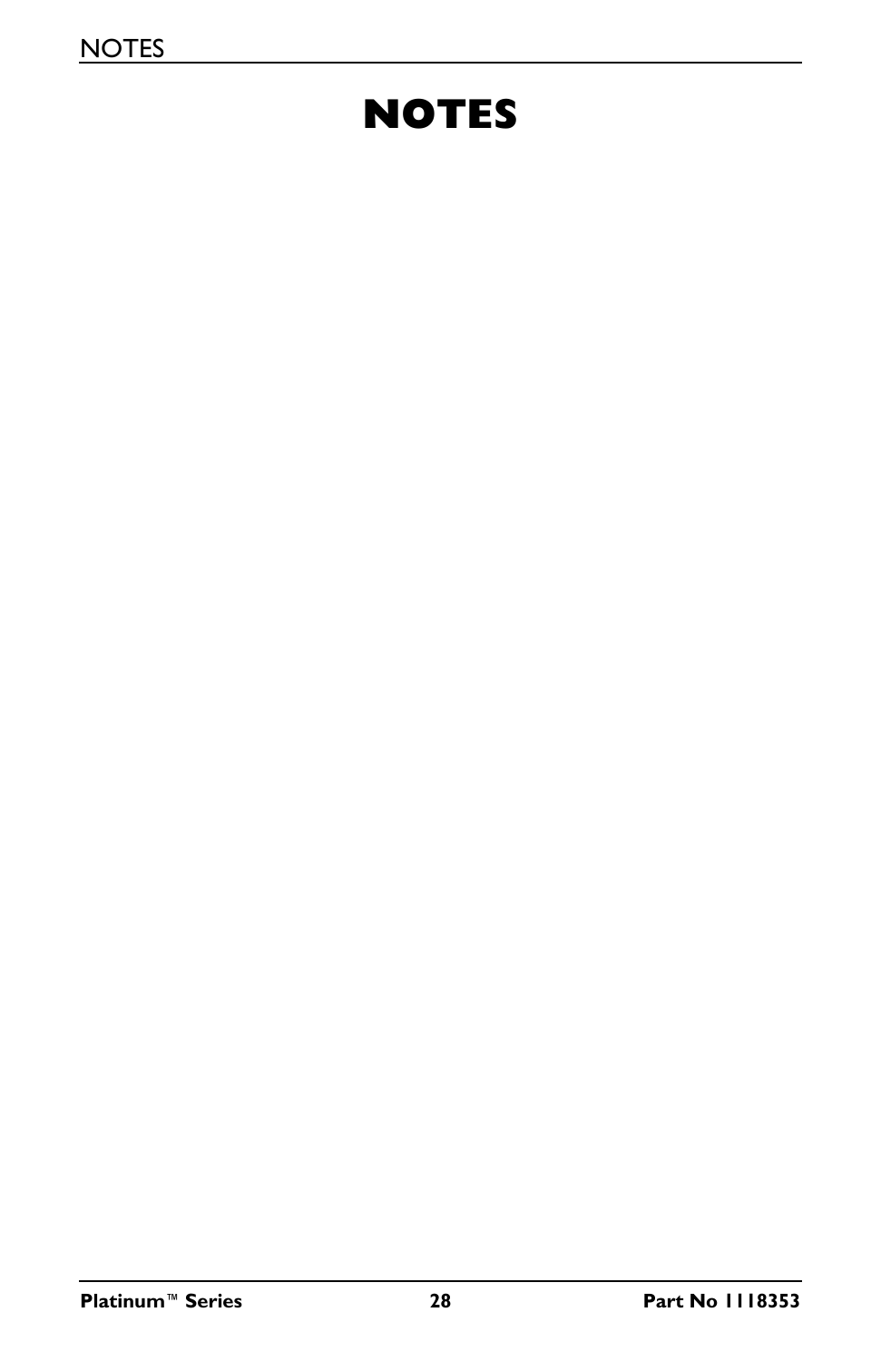# NOTES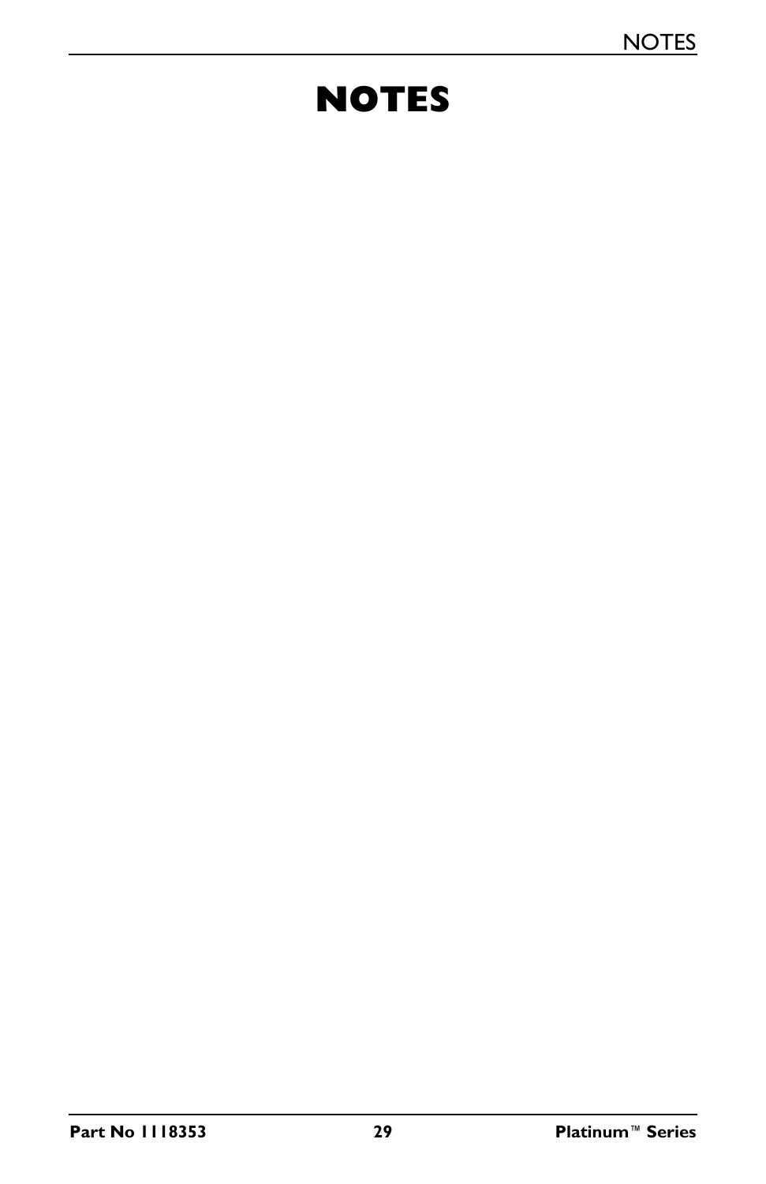# NOTES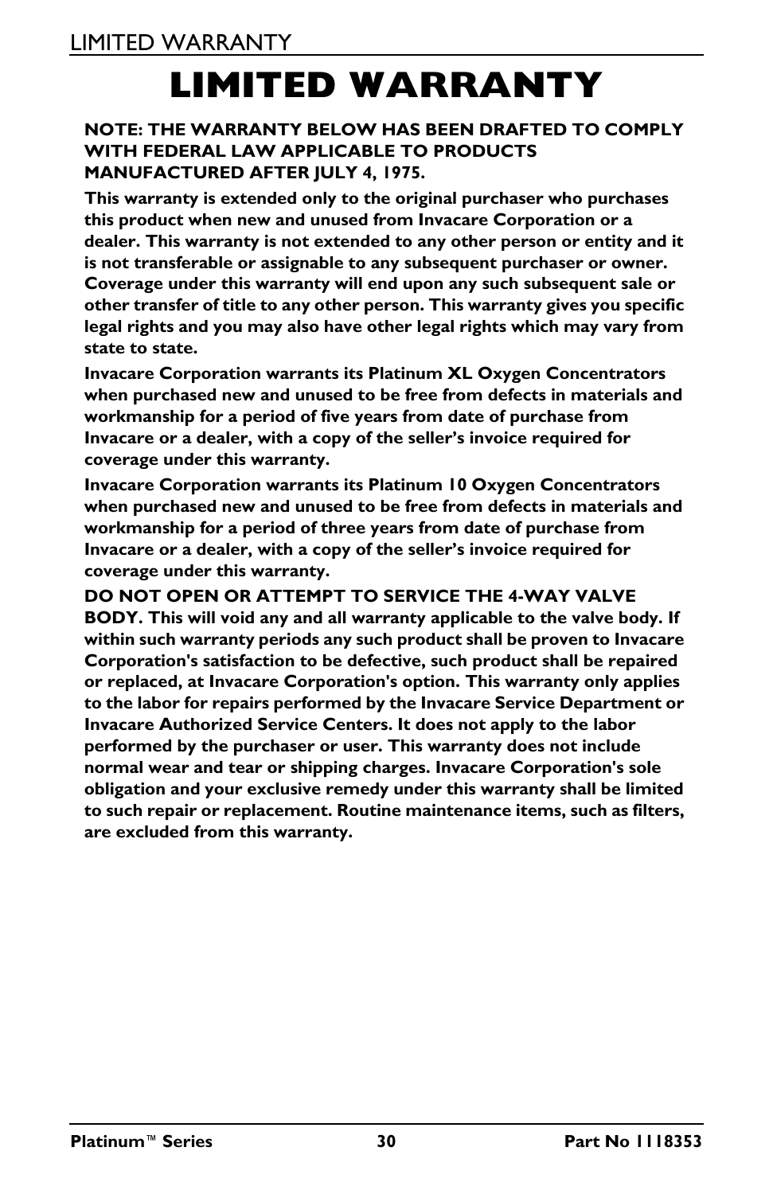# LIMITED WARRANTY

**NOTE: THE WARRANTY BELOW HAS BEEN DRAFTED TO COMPLY WITH FEDERAL LAW APPLICABLE TO PRODUCTS MANUFACTURED AFTER JULY 4, 1975.**

**This warranty is extended only to the original purchaser who purchases this product when new and unused from Invacare Corporation or a dealer. This warranty is not extended to any other person or entity and it is not transferable or assignable to any subsequent purchaser or owner. Coverage under this warranty will end upon any such subsequent sale or other transfer of title to any other person. This warranty gives you specific legal rights and you may also have other legal rights which may vary from state to state.**

**Invacare Corporation warrants its Platinum XL Oxygen Concentrators when purchased new and unused to be free from defects in materials and workmanship for a period of five years from date of purchase from Invacare or a dealer, with a copy of the seller's invoice required for coverage under this warranty.**

**Invacare Corporation warrants its Platinum 10 Oxygen Concentrators when purchased new and unused to be free from defects in materials and workmanship for a period of three years from date of purchase from Invacare or a dealer, with a copy of the seller's invoice required for coverage under this warranty.**

**DO NOT OPEN OR ATTEMPT TO SERVICE THE 4-WAY VALVE BODY. This will void any and all warranty applicable to the valve body. If within such warranty periods any such product shall be proven to Invacare Corporation's satisfaction to be defective, such product shall be repaired or replaced, at Invacare Corporation's option. This warranty only applies to the labor for repairs performed by the Invacare Service Department or Invacare Authorized Service Centers. It does not apply to the labor performed by the purchaser or user. This warranty does not include normal wear and tear or shipping charges. Invacare Corporation's sole obligation and your exclusive remedy under this warranty shall be limited to such repair or replacement. Routine maintenance items, such as filters, are excluded from this warranty.**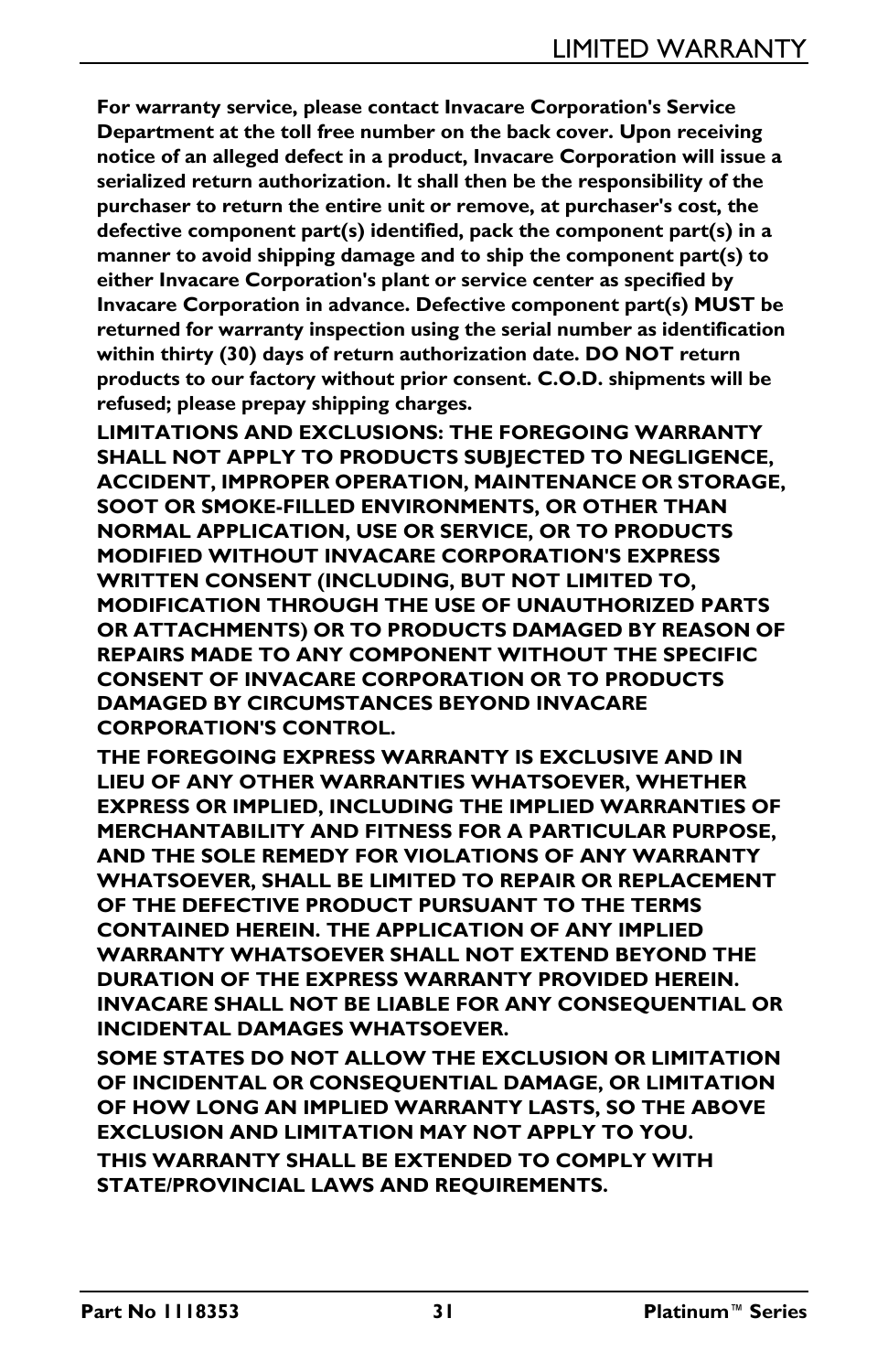**For warranty service, please contact Invacare Corporation's Service Department at the toll free number on the back cover. Upon receiving notice of an alleged defect in a product, Invacare Corporation will issue a serialized return authorization. It shall then be the responsibility of the purchaser to return the entire unit or remove, at purchaser's cost, the defective component part(s) identified, pack the component part(s) in a manner to avoid shipping damage and to ship the component part(s) to either Invacare Corporation's plant or service center as specified by Invacare Corporation in advance. Defective component part(s) MUST be returned for warranty inspection using the serial number as identification within thirty (30) days of return authorization date. DO NOT return products to our factory without prior consent. C.O.D. shipments will be refused; please prepay shipping charges.**

**LIMITATIONS AND EXCLUSIONS: THE FOREGOING WARRANTY SHALL NOT APPLY TO PRODUCTS SUBJECTED TO NEGLIGENCE, ACCIDENT, IMPROPER OPERATION, MAINTENANCE OR STORAGE, SOOT OR SMOKE-FILLED ENVIRONMENTS, OR OTHER THAN NORMAL APPLICATION, USE OR SERVICE, OR TO PRODUCTS MODIFIED WITHOUT INVACARE CORPORATION'S EXPRESS WRITTEN CONSENT (INCLUDING, BUT NOT LIMITED TO, MODIFICATION THROUGH THE USE OF UNAUTHORIZED PARTS OR ATTACHMENTS) OR TO PRODUCTS DAMAGED BY REASON OF REPAIRS MADE TO ANY COMPONENT WITHOUT THE SPECIFIC CONSENT OF INVACARE CORPORATION OR TO PRODUCTS DAMAGED BY CIRCUMSTANCES BEYOND INVACARE CORPORATION'S CONTROL.**

**THE FOREGOING EXPRESS WARRANTY IS EXCLUSIVE AND IN LIEU OF ANY OTHER WARRANTIES WHATSOEVER, WHETHER EXPRESS OR IMPLIED, INCLUDING THE IMPLIED WARRANTIES OF MERCHANTABILITY AND FITNESS FOR A PARTICULAR PURPOSE, AND THE SOLE REMEDY FOR VIOLATIONS OF ANY WARRANTY WHATSOEVER, SHALL BE LIMITED TO REPAIR OR REPLACEMENT OF THE DEFECTIVE PRODUCT PURSUANT TO THE TERMS CONTAINED HEREIN. THE APPLICATION OF ANY IMPLIED WARRANTY WHATSOEVER SHALL NOT EXTEND BEYOND THE DURATION OF THE EXPRESS WARRANTY PROVIDED HEREIN. INVACARE SHALL NOT BE LIABLE FOR ANY CONSEQUENTIAL OR INCIDENTAL DAMAGES WHATSOEVER.**

**SOME STATES DO NOT ALLOW THE EXCLUSION OR LIMITATION OF INCIDENTAL OR CONSEQUENTIAL DAMAGE, OR LIMITATION OF HOW LONG AN IMPLIED WARRANTY LASTS, SO THE ABOVE EXCLUSION AND LIMITATION MAY NOT APPLY TO YOU.**

**THIS WARRANTY SHALL BE EXTENDED TO COMPLY WITH STATE/PROVINCIAL LAWS AND REQUIREMENTS.**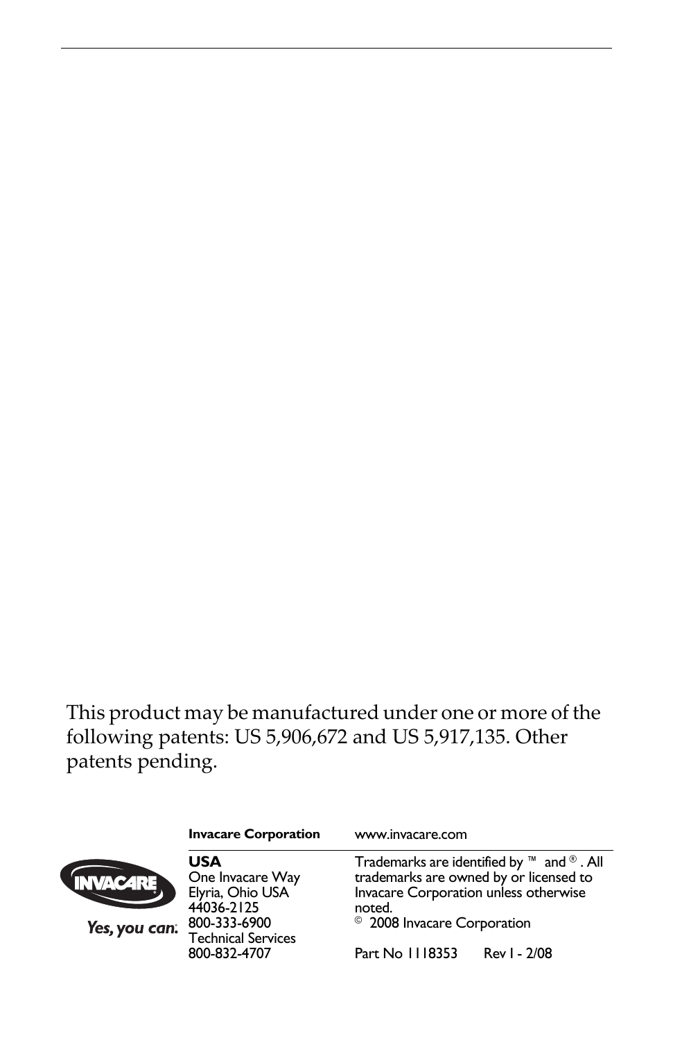This product may be manufactured under one or more of the following patents: US 5,906,672 and US 5,917,135. Other patents pending.

| | | |
|---|---|---|
| Yes, you can. | **Invacare Corporation** | www.invacare.com |
| | **USA**<br>One Invacare Way<br>Elyria, Ohio USA<br>44036-2125<br>800-333-6900<br>Technical Services<br>800-832-4707 | Trademarks are identified by ™ and ®. All trademarks are owned by or licensed to Invacare Corporation unless otherwise noted.<br>© 2008 Invacare Corporation<br><br>Part No 1118353 Rev I - 2/08 |